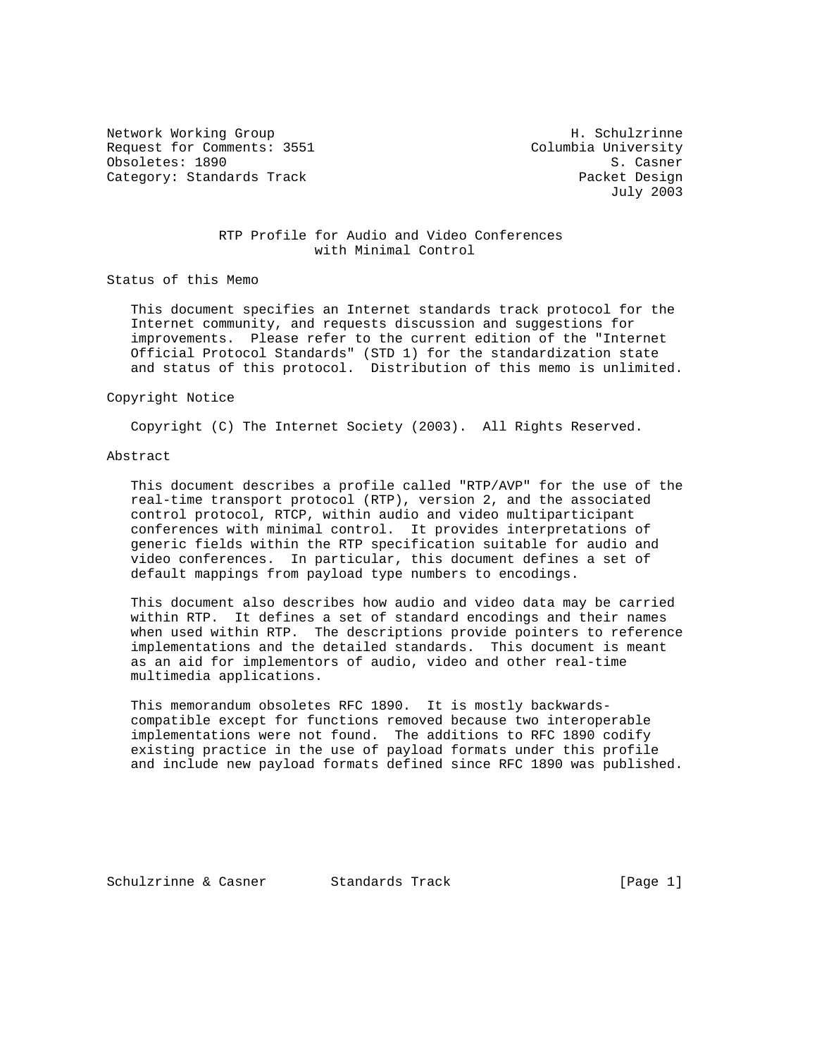Network Working Group H. Schulzrinne
Request for Comments: 3551 Columbia University
Obsoletes: 1890 S. Casner
Category: Standards Track Packet Design
July 2003

# RTP Profile for Audio and Video Conferences with Minimal Control

## Status of this Memo

This document specifies an Internet standards track protocol for the Internet community, and requests discussion and suggestions for improvements. Please refer to the current edition of the "Internet Official Protocol Standards" (STD 1) for the standardization state and status of this protocol. Distribution of this memo is unlimited.

## Copyright Notice

Copyright (C) The Internet Society (2003). All Rights Reserved.

## Abstract

This document describes a profile called "RTP/AVP" for the use of the real-time transport protocol (RTP), version 2, and the associated control protocol, RTCP, within audio and video multiparticipant conferences with minimal control. It provides interpretations of generic fields within the RTP specification suitable for audio and video conferences. In particular, this document defines a set of default mappings from payload type numbers to encodings.

This document also describes how audio and video data may be carried within RTP. It defines a set of standard encodings and their names when used within RTP. The descriptions provide pointers to reference implementations and the detailed standards. This document is meant as an aid for implementors of audio, video and other real-time multimedia applications.

This memorandum obsoletes RFC 1890. It is mostly backwards-compatible except for functions removed because two interoperable implementations were not found. The additions to RFC 1890 codify existing practice in the use of payload formats under this profile and include new payload formats defined since RFC 1890 was published.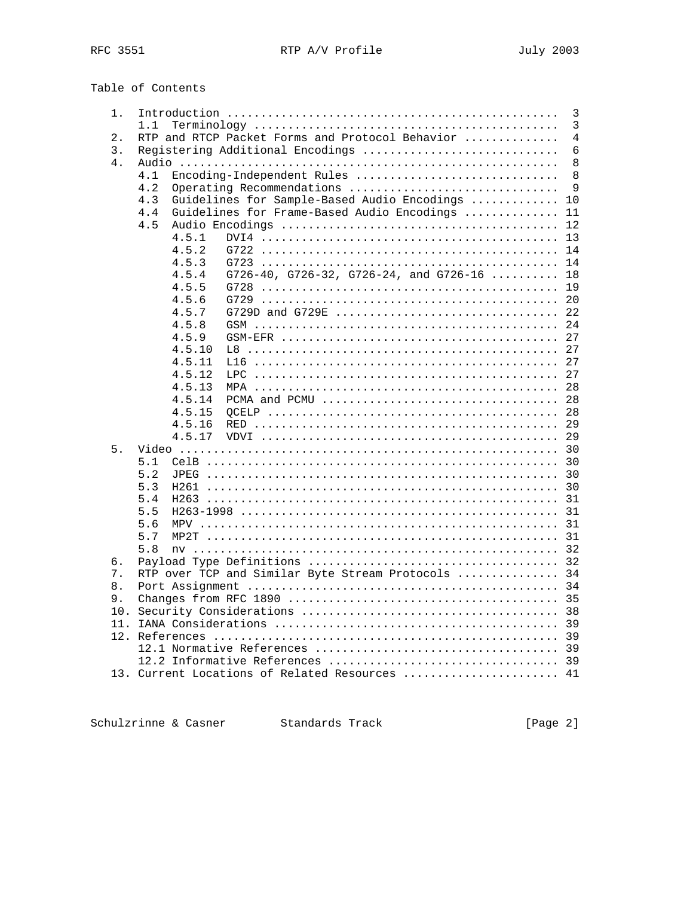Table of Contents

```
   1.  Introduction .................................................  3
       1.1  Terminology .............................................  3
   2.  RTP and RTCP Packet Forms and Protocol Behavior ..............  4
   3.  Registering Additional Encodings .............................  6
   4.  Audio ........................................................  8
       4.1  Encoding-Independent Rules ..............................  8
       4.2  Operating Recommendations ...............................  9
       4.3  Guidelines for Sample-Based Audio Encodings ............. 10
       4.4  Guidelines for Frame-Based Audio Encodings .............. 11
       4.5  Audio Encodings ......................................... 12
            4.5.1   DVI4 ............................................ 13
            4.5.2   G722 ............................................ 14
            4.5.3   G723 ............................................ 14
            4.5.4   G726-40, G726-32, G726-24, and G726-16 .......... 18
            4.5.5   G728 ............................................ 19
            4.5.6   G729 ............................................ 20
            4.5.7   G729D and G729E ................................. 22
            4.5.8   GSM ............................................. 24
            4.5.9   GSM-EFR ......................................... 27
            4.5.10  L8 .............................................. 27
            4.5.11  L16 ............................................. 27
            4.5.12  LPC ............................................. 27
            4.5.13  MPA ............................................. 28
            4.5.14  PCMA and PCMU ................................... 28
            4.5.15  QCELP ........................................... 28
            4.5.16  RED ............................................. 29
            4.5.17  VDVI ............................................ 29
   5.  Video ........................................................ 30
       5.1  CelB .................................................... 30
       5.2  JPEG .................................................... 30
       5.3  H261 .................................................... 30
       5.4  H263 .................................................... 31
       5.5  H263-1998 ............................................... 31
       5.6  MPV ..................................................... 31
       5.7  MP2T .................................................... 31
       5.8  nv ...................................................... 32
   6.  Payload Type Definitions ..................................... 32
   7.  RTP over TCP and Similar Byte Stream Protocols ............... 34
   8.  Port Assignment .............................................. 34
   9.  Changes from RFC 1890 ........................................ 35
   10. Security Considerations ...................................... 38
   11. IANA Considerations .......................................... 39
   12. References ................................................... 39
       12.1 Normative References .................................... 39
       12.2 Informative References .................................. 39
   13. Current Locations of Related Resources ....................... 41
```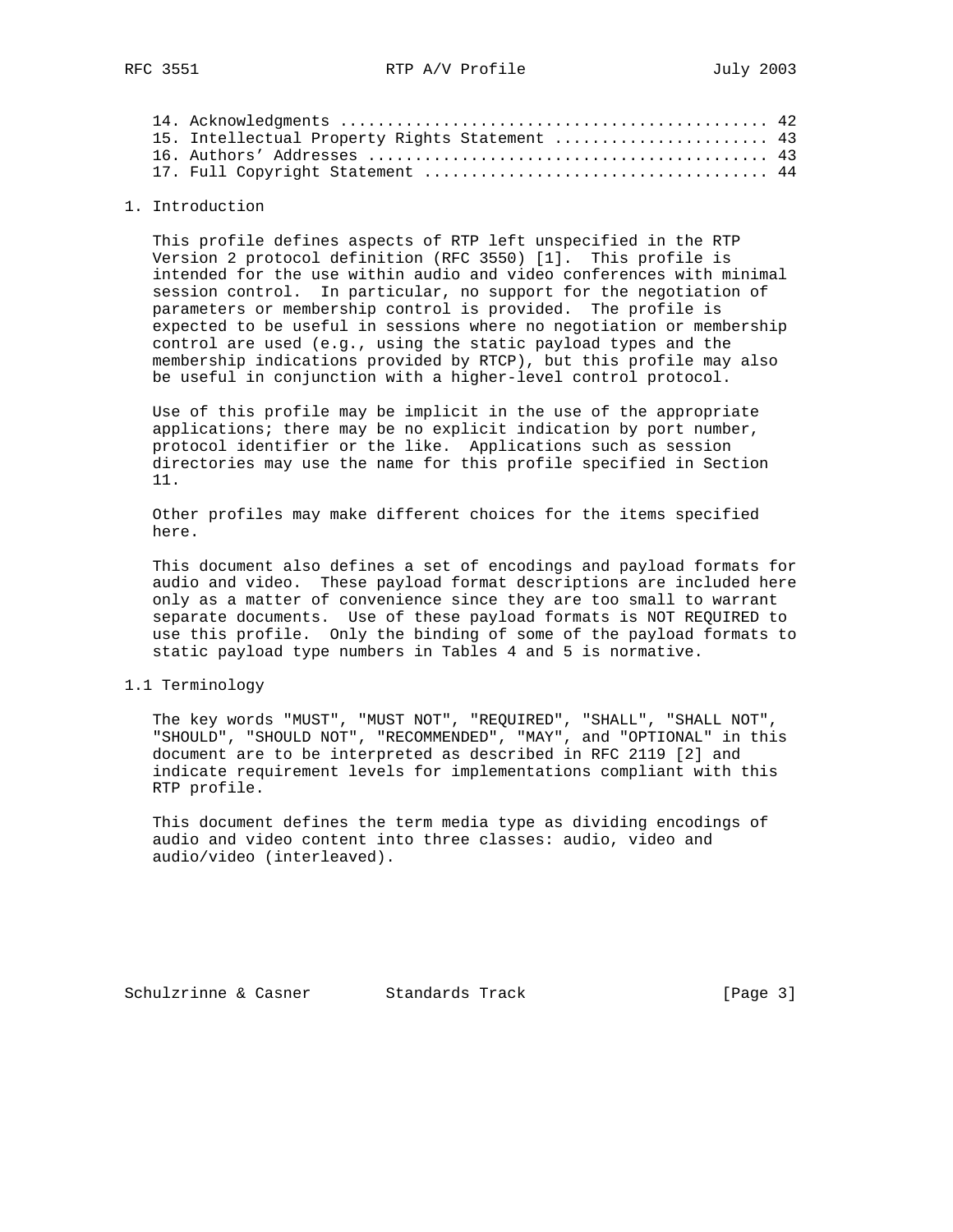14. Acknowledgments ............................................. 42
15. Intellectual Property Rights Statement ...................... 43
16. Authors' Addresses .......................................... 43
17. Full Copyright Statement .................................... 44

# 1. Introduction

This profile defines aspects of RTP left unspecified in the RTP Version 2 protocol definition (RFC 3550) [1]. This profile is intended for the use within audio and video conferences with minimal session control. In particular, no support for the negotiation of parameters or membership control is provided. The profile is expected to be useful in sessions where no negotiation or membership control are used (e.g., using the static payload types and the membership indications provided by RTCP), but this profile may also be useful in conjunction with a higher-level control protocol.

Use of this profile may be implicit in the use of the appropriate applications; there may be no explicit indication by port number, protocol identifier or the like. Applications such as session directories may use the name for this profile specified in Section 11.

Other profiles may make different choices for the items specified here.

This document also defines a set of encodings and payload formats for audio and video. These payload format descriptions are included here only as a matter of convenience since they are too small to warrant separate documents. Use of these payload formats is NOT REQUIRED to use this profile. Only the binding of some of the payload formats to static payload type numbers in Tables 4 and 5 is normative.

## 1.1 Terminology

The key words "MUST", "MUST NOT", "REQUIRED", "SHALL", "SHALL NOT", "SHOULD", "SHOULD NOT", "RECOMMENDED", "MAY", and "OPTIONAL" in this document are to be interpreted as described in RFC 2119 [2] and indicate requirement levels for implementations compliant with this RTP profile.

This document defines the term media type as dividing encodings of audio and video content into three classes: audio, video and audio/video (interleaved).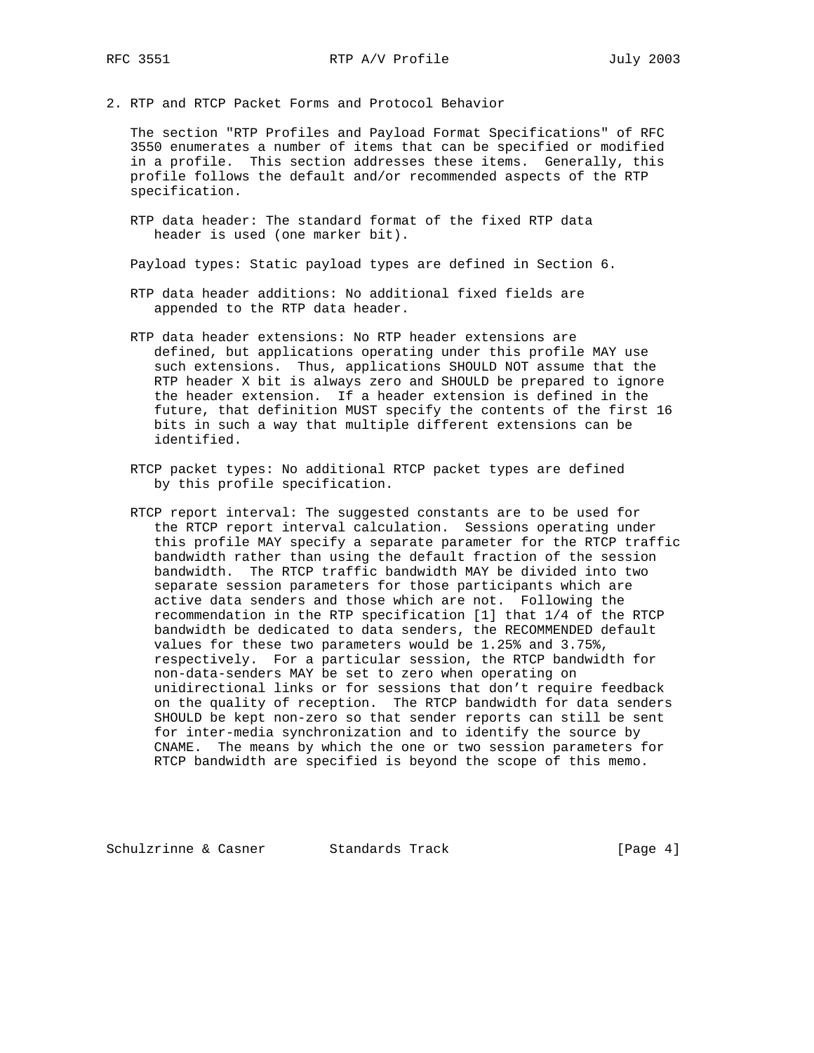## 2. RTP and RTCP Packet Forms and Protocol Behavior

The section "RTP Profiles and Payload Format Specifications" of RFC 3550 enumerates a number of items that can be specified or modified in a profile. This section addresses these items. Generally, this profile follows the default and/or recommended aspects of the RTP specification.

RTP data header: The standard format of the fixed RTP data header is used (one marker bit).

Payload types: Static payload types are defined in Section 6.

RTP data header additions: No additional fixed fields are appended to the RTP data header.

RTP data header extensions: No RTP header extensions are defined, but applications operating under this profile MAY use such extensions. Thus, applications SHOULD NOT assume that the RTP header X bit is always zero and SHOULD be prepared to ignore the header extension. If a header extension is defined in the future, that definition MUST specify the contents of the first 16 bits in such a way that multiple different extensions can be identified.

RTCP packet types: No additional RTCP packet types are defined by this profile specification.

RTCP report interval: The suggested constants are to be used for the RTCP report interval calculation. Sessions operating under this profile MAY specify a separate parameter for the RTCP traffic bandwidth rather than using the default fraction of the session bandwidth. The RTCP traffic bandwidth MAY be divided into two separate session parameters for those participants which are active data senders and those which are not. Following the recommendation in the RTP specification [1] that 1/4 of the RTCP bandwidth be dedicated to data senders, the RECOMMENDED default values for these two parameters would be 1.25% and 3.75%, respectively. For a particular session, the RTCP bandwidth for non-data-senders MAY be set to zero when operating on unidirectional links or for sessions that don't require feedback on the quality of reception. The RTCP bandwidth for data senders SHOULD be kept non-zero so that sender reports can still be sent for inter-media synchronization and to identify the source by CNAME. The means by which the one or two session parameters for RTCP bandwidth are specified is beyond the scope of this memo.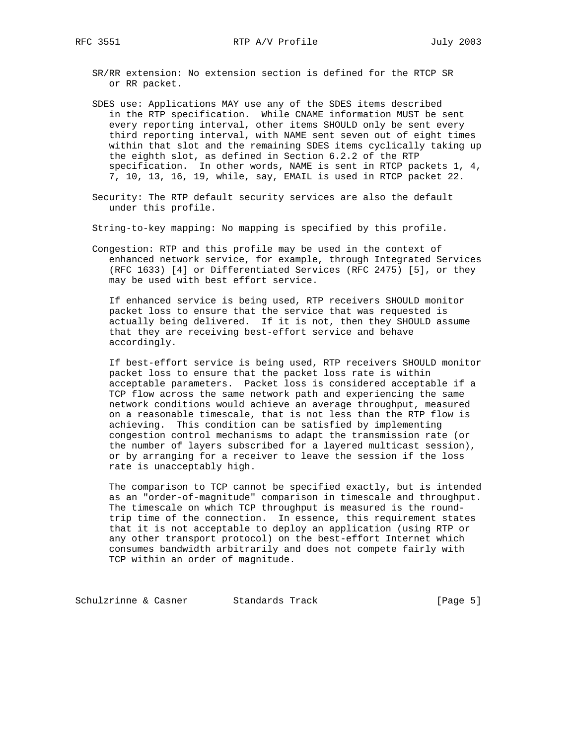SR/RR extension: No extension section is defined for the RTCP SR or RR packet.

SDES use: Applications MAY use any of the SDES items described in the RTP specification. While CNAME information MUST be sent every reporting interval, other items SHOULD only be sent every third reporting interval, with NAME sent seven out of eight times within that slot and the remaining SDES items cyclically taking up the eighth slot, as defined in Section 6.2.2 of the RTP specification. In other words, NAME is sent in RTCP packets 1, 4, 7, 10, 13, 16, 19, while, say, EMAIL is used in RTCP packet 22.

Security: The RTP default security services are also the default under this profile.

String-to-key mapping: No mapping is specified by this profile.

Congestion: RTP and this profile may be used in the context of enhanced network service, for example, through Integrated Services (RFC 1633) [4] or Differentiated Services (RFC 2475) [5], or they may be used with best effort service.

If enhanced service is being used, RTP receivers SHOULD monitor packet loss to ensure that the service that was requested is actually being delivered. If it is not, then they SHOULD assume that they are receiving best-effort service and behave accordingly.

If best-effort service is being used, RTP receivers SHOULD monitor packet loss to ensure that the packet loss rate is within acceptable parameters. Packet loss is considered acceptable if a TCP flow across the same network path and experiencing the same network conditions would achieve an average throughput, measured on a reasonable timescale, that is not less than the RTP flow is achieving. This condition can be satisfied by implementing congestion control mechanisms to adapt the transmission rate (or the number of layers subscribed for a layered multicast session), or by arranging for a receiver to leave the session if the loss rate is unacceptably high.

The comparison to TCP cannot be specified exactly, but is intended as an "order-of-magnitude" comparison in timescale and throughput. The timescale on which TCP throughput is measured is the round-trip time of the connection. In essence, this requirement states that it is not acceptable to deploy an application (using RTP or any other transport protocol) on the best-effort Internet which consumes bandwidth arbitrarily and does not compete fairly with TCP within an order of magnitude.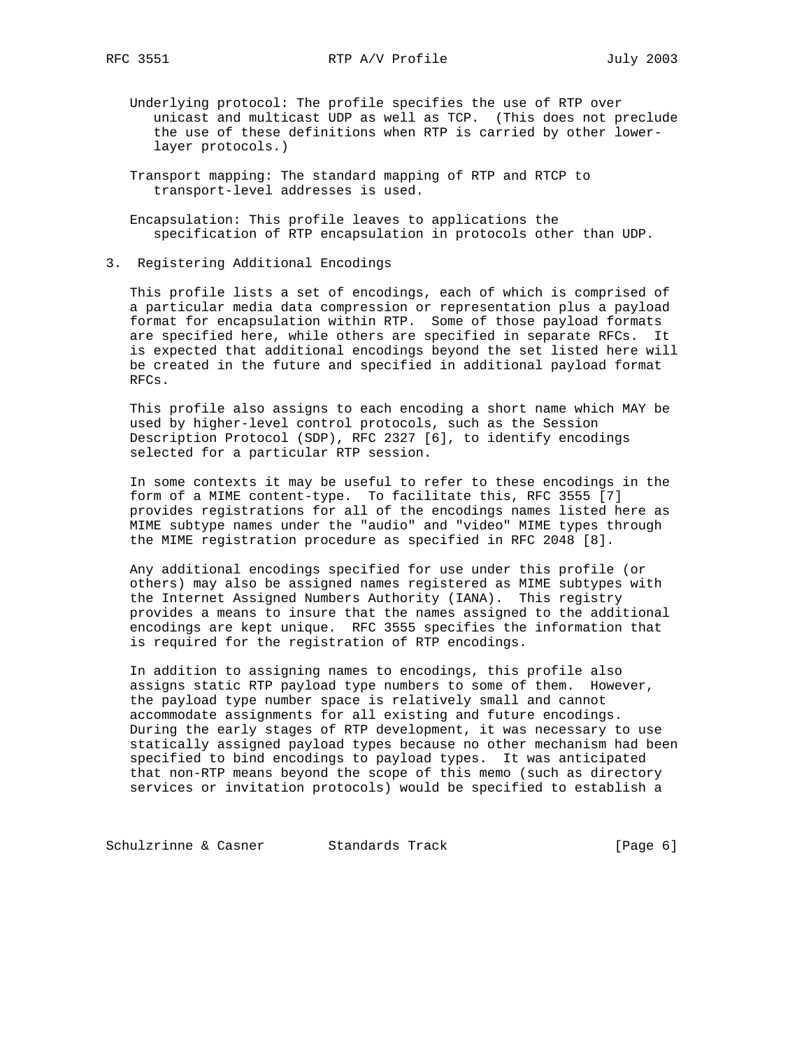Underlying protocol: The profile specifies the use of RTP over unicast and multicast UDP as well as TCP. (This does not preclude the use of these definitions when RTP is carried by other lower-layer protocols.)

Transport mapping: The standard mapping of RTP and RTCP to transport-level addresses is used.

Encapsulation: This profile leaves to applications the specification of RTP encapsulation in protocols other than UDP.

## 3. Registering Additional Encodings

This profile lists a set of encodings, each of which is comprised of a particular media data compression or representation plus a payload format for encapsulation within RTP. Some of those payload formats are specified here, while others are specified in separate RFCs. It is expected that additional encodings beyond the set listed here will be created in the future and specified in additional payload format RFCs.

This profile also assigns to each encoding a short name which MAY be used by higher-level control protocols, such as the Session Description Protocol (SDP), RFC 2327 [6], to identify encodings selected for a particular RTP session.

In some contexts it may be useful to refer to these encodings in the form of a MIME content-type. To facilitate this, RFC 3555 [7] provides registrations for all of the encodings names listed here as MIME subtype names under the "audio" and "video" MIME types through the MIME registration procedure as specified in RFC 2048 [8].

Any additional encodings specified for use under this profile (or others) may also be assigned names registered as MIME subtypes with the Internet Assigned Numbers Authority (IANA). This registry provides a means to insure that the names assigned to the additional encodings are kept unique. RFC 3555 specifies the information that is required for the registration of RTP encodings.

In addition to assigning names to encodings, this profile also assigns static RTP payload type numbers to some of them. However, the payload type number space is relatively small and cannot accommodate assignments for all existing and future encodings. During the early stages of RTP development, it was necessary to use statically assigned payload types because no other mechanism had been specified to bind encodings to payload types. It was anticipated that non-RTP means beyond the scope of this memo (such as directory services or invitation protocols) would be specified to establish a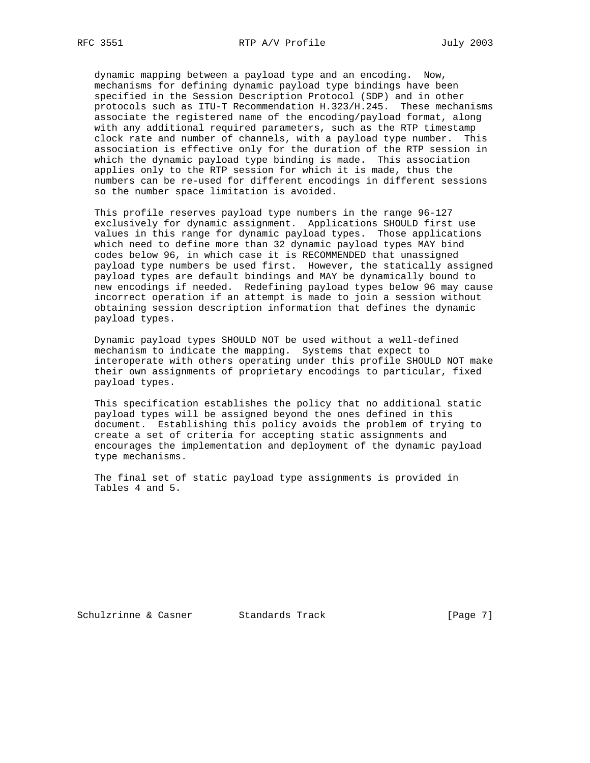dynamic mapping between a payload type and an encoding. Now, mechanisms for defining dynamic payload type bindings have been specified in the Session Description Protocol (SDP) and in other protocols such as ITU-T Recommendation H.323/H.245. These mechanisms associate the registered name of the encoding/payload format, along with any additional required parameters, such as the RTP timestamp clock rate and number of channels, with a payload type number. This association is effective only for the duration of the RTP session in which the dynamic payload type binding is made. This association applies only to the RTP session for which it is made, thus the numbers can be re-used for different encodings in different sessions so the number space limitation is avoided.

This profile reserves payload type numbers in the range 96-127 exclusively for dynamic assignment. Applications SHOULD first use values in this range for dynamic payload types. Those applications which need to define more than 32 dynamic payload types MAY bind codes below 96, in which case it is RECOMMENDED that unassigned payload type numbers be used first. However, the statically assigned payload types are default bindings and MAY be dynamically bound to new encodings if needed. Redefining payload types below 96 may cause incorrect operation if an attempt is made to join a session without obtaining session description information that defines the dynamic payload types.

Dynamic payload types SHOULD NOT be used without a well-defined mechanism to indicate the mapping. Systems that expect to interoperate with others operating under this profile SHOULD NOT make their own assignments of proprietary encodings to particular, fixed payload types.

This specification establishes the policy that no additional static payload types will be assigned beyond the ones defined in this document. Establishing this policy avoids the problem of trying to create a set of criteria for accepting static assignments and encourages the implementation and deployment of the dynamic payload type mechanisms.

The final set of static payload type assignments is provided in Tables 4 and 5.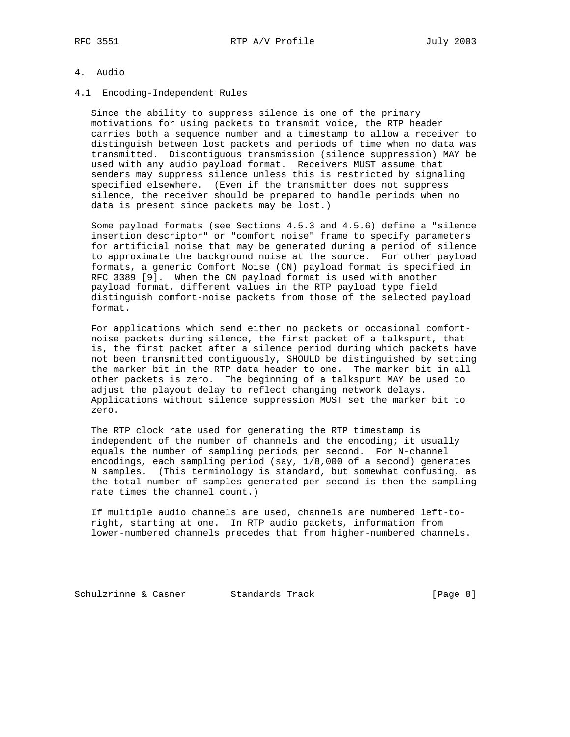# 4. Audio

## 4.1 Encoding-Independent Rules

Since the ability to suppress silence is one of the primary motivations for using packets to transmit voice, the RTP header carries both a sequence number and a timestamp to allow a receiver to distinguish between lost packets and periods of time when no data was transmitted. Discontiguous transmission (silence suppression) MAY be used with any audio payload format. Receivers MUST assume that senders may suppress silence unless this is restricted by signaling specified elsewhere. (Even if the transmitter does not suppress silence, the receiver should be prepared to handle periods when no data is present since packets may be lost.)

Some payload formats (see Sections 4.5.3 and 4.5.6) define a "silence insertion descriptor" or "comfort noise" frame to specify parameters for artificial noise that may be generated during a period of silence to approximate the background noise at the source. For other payload formats, a generic Comfort Noise (CN) payload format is specified in RFC 3389 [9]. When the CN payload format is used with another payload format, different values in the RTP payload type field distinguish comfort-noise packets from those of the selected payload format.

For applications which send either no packets or occasional comfort-noise packets during silence, the first packet of a talkspurt, that is, the first packet after a silence period during which packets have not been transmitted contiguously, SHOULD be distinguished by setting the marker bit in the RTP data header to one. The marker bit in all other packets is zero. The beginning of a talkspurt MAY be used to adjust the playout delay to reflect changing network delays. Applications without silence suppression MUST set the marker bit to zero.

The RTP clock rate used for generating the RTP timestamp is independent of the number of channels and the encoding; it usually equals the number of sampling periods per second. For N-channel encodings, each sampling period (say, 1/8,000 of a second) generates N samples. (This terminology is standard, but somewhat confusing, as the total number of samples generated per second is then the sampling rate times the channel count.)

If multiple audio channels are used, channels are numbered left-to-right, starting at one. In RTP audio packets, information from lower-numbered channels precedes that from higher-numbered channels.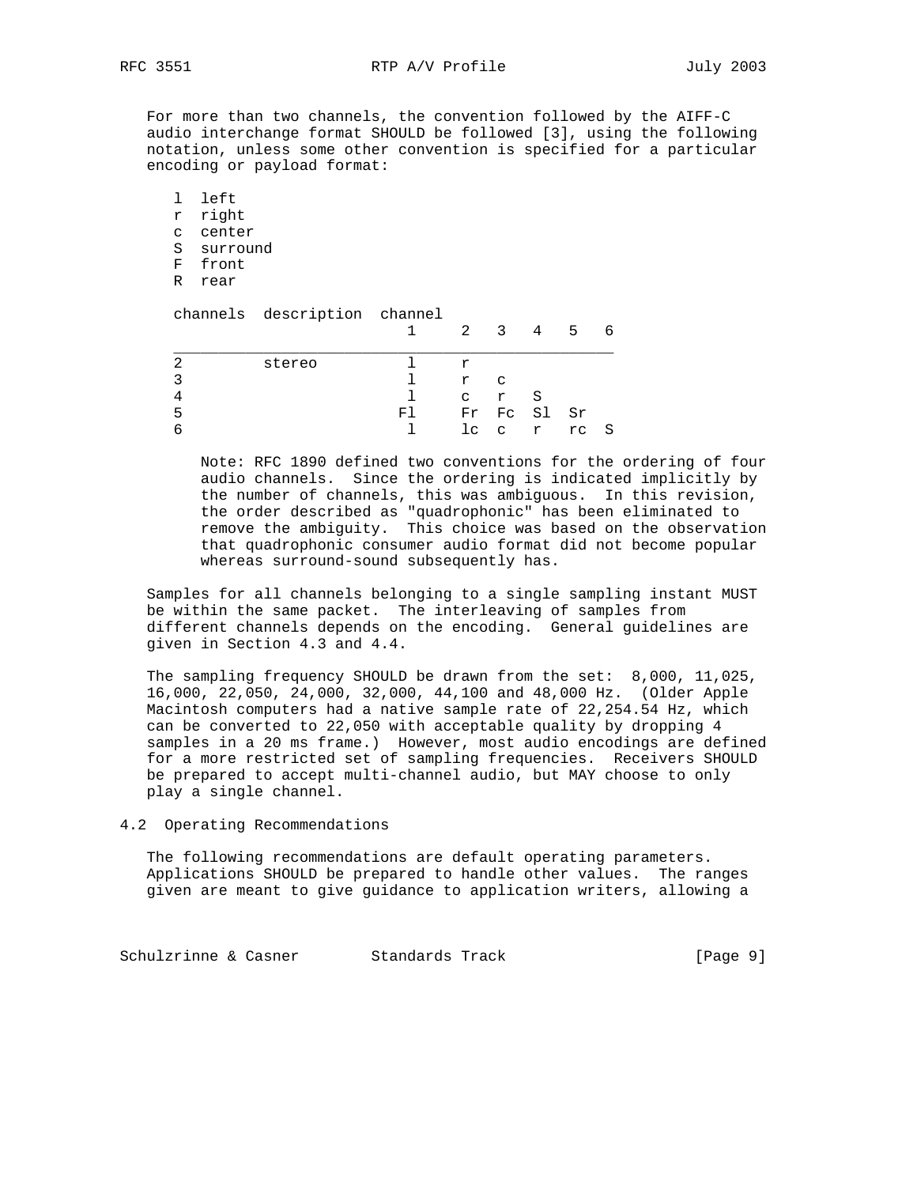For more than two channels, the convention followed by the AIFF-C audio interchange format SHOULD be followed [3], using the following notation, unless some other convention is specified for a particular encoding or payload format:

- l left
- r right
- c center
- S surround
- F front
- R rear

| channels | description | channel 1 | 2 | 3 | 4 | 5 | 6 |
|---|---|---|---|---|---|---|---|
| 2 | stereo | l | r | | | | |
| 3 | | l | r | c | | | |
| 4 | | l | c | r | S | | |
| 5 | | Fl | Fr | Fc | Sl | Sr | |
| 6 | | l | lc | c | r | rc | S |

> Note: RFC 1890 defined two conventions for the ordering of four audio channels. Since the ordering is indicated implicitly by the number of channels, this was ambiguous. In this revision, the order described as "quadrophonic" has been eliminated to remove the ambiguity. This choice was based on the observation that quadrophonic consumer audio format did not become popular whereas surround-sound subsequently has.

Samples for all channels belonging to a single sampling instant MUST be within the same packet. The interleaving of samples from different channels depends on the encoding. General guidelines are given in Section 4.3 and 4.4.

The sampling frequency SHOULD be drawn from the set: 8,000, 11,025, 16,000, 22,050, 24,000, 32,000, 44,100 and 48,000 Hz. (Older Apple Macintosh computers had a native sample rate of 22,254.54 Hz, which can be converted to 22,050 with acceptable quality by dropping 4 samples in a 20 ms frame.) However, most audio encodings are defined for a more restricted set of sampling frequencies. Receivers SHOULD be prepared to accept multi-channel audio, but MAY choose to only play a single channel.

## 4.2 Operating Recommendations

The following recommendations are default operating parameters. Applications SHOULD be prepared to handle other values. The ranges given are meant to give guidance to application writers, allowing a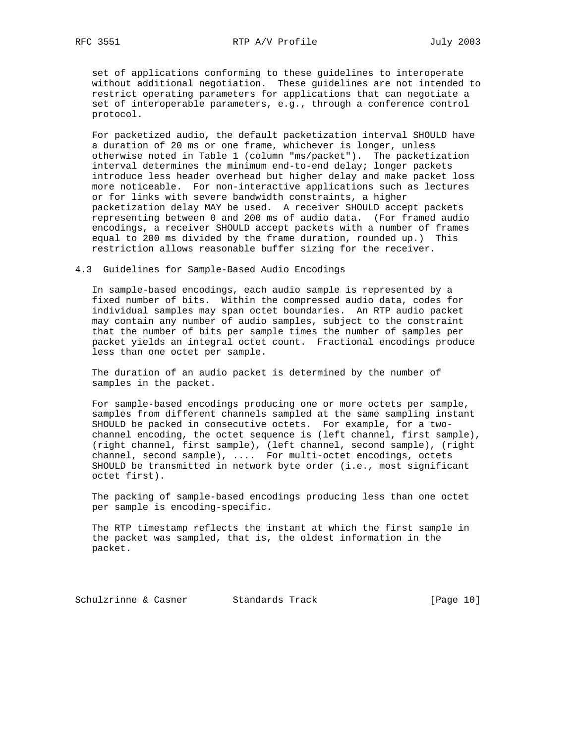set of applications conforming to these guidelines to interoperate without additional negotiation. These guidelines are not intended to restrict operating parameters for applications that can negotiate a set of interoperable parameters, e.g., through a conference control protocol.

For packetized audio, the default packetization interval SHOULD have a duration of 20 ms or one frame, whichever is longer, unless otherwise noted in Table 1 (column "ms/packet"). The packetization interval determines the minimum end-to-end delay; longer packets introduce less header overhead but higher delay and make packet loss more noticeable. For non-interactive applications such as lectures or for links with severe bandwidth constraints, a higher packetization delay MAY be used. A receiver SHOULD accept packets representing between 0 and 200 ms of audio data. (For framed audio encodings, a receiver SHOULD accept packets with a number of frames equal to 200 ms divided by the frame duration, rounded up.) This restriction allows reasonable buffer sizing for the receiver.

## 4.3 Guidelines for Sample-Based Audio Encodings

In sample-based encodings, each audio sample is represented by a fixed number of bits. Within the compressed audio data, codes for individual samples may span octet boundaries. An RTP audio packet may contain any number of audio samples, subject to the constraint that the number of bits per sample times the number of samples per packet yields an integral octet count. Fractional encodings produce less than one octet per sample.

The duration of an audio packet is determined by the number of samples in the packet.

For sample-based encodings producing one or more octets per sample, samples from different channels sampled at the same sampling instant SHOULD be packed in consecutive octets. For example, for a two-channel encoding, the octet sequence is (left channel, first sample), (right channel, first sample), (left channel, second sample), (right channel, second sample), .... For multi-octet encodings, octets SHOULD be transmitted in network byte order (i.e., most significant octet first).

The packing of sample-based encodings producing less than one octet per sample is encoding-specific.

The RTP timestamp reflects the instant at which the first sample in the packet was sampled, that is, the oldest information in the packet.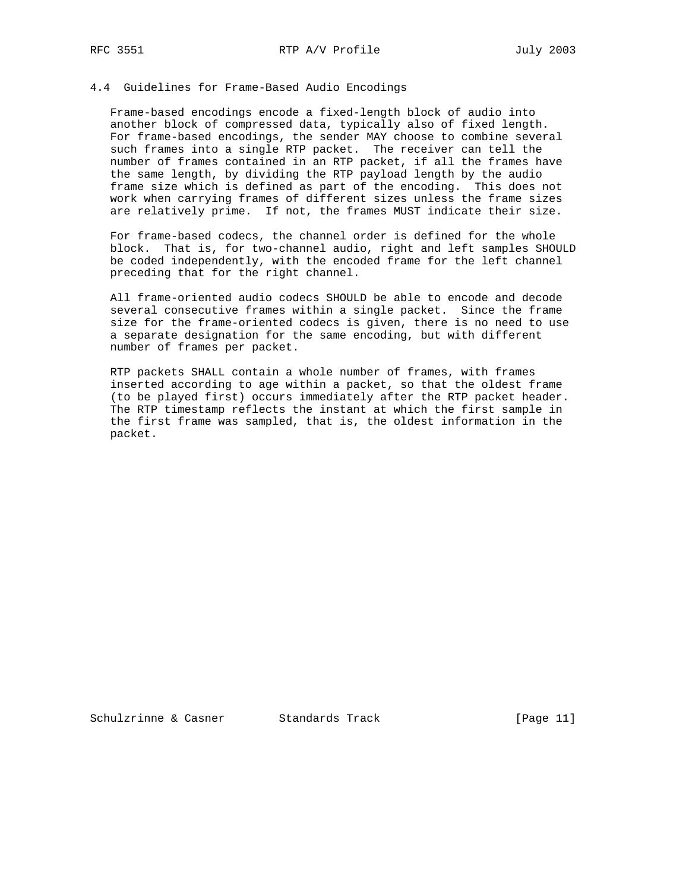### 4.4 Guidelines for Frame-Based Audio Encodings

Frame-based encodings encode a fixed-length block of audio into another block of compressed data, typically also of fixed length. For frame-based encodings, the sender MAY choose to combine several such frames into a single RTP packet. The receiver can tell the number of frames contained in an RTP packet, if all the frames have the same length, by dividing the RTP payload length by the audio frame size which is defined as part of the encoding. This does not work when carrying frames of different sizes unless the frame sizes are relatively prime. If not, the frames MUST indicate their size.

For frame-based codecs, the channel order is defined for the whole block. That is, for two-channel audio, right and left samples SHOULD be coded independently, with the encoded frame for the left channel preceding that for the right channel.

All frame-oriented audio codecs SHOULD be able to encode and decode several consecutive frames within a single packet. Since the frame size for the frame-oriented codecs is given, there is no need to use a separate designation for the same encoding, but with different number of frames per packet.

RTP packets SHALL contain a whole number of frames, with frames inserted according to age within a packet, so that the oldest frame (to be played first) occurs immediately after the RTP packet header. The RTP timestamp reflects the instant at which the first sample in the first frame was sampled, that is, the oldest information in the packet.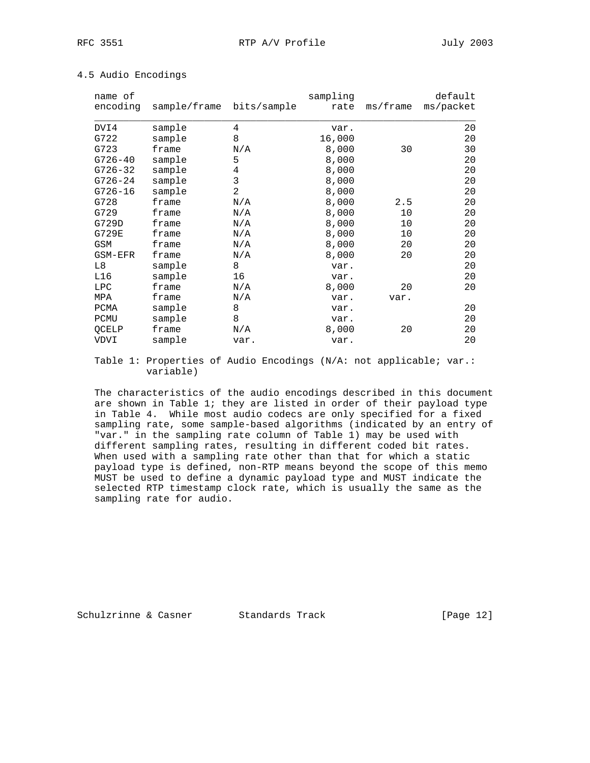## 4.5 Audio Encodings

| name of encoding | sample/frame | bits/sample | sampling rate | ms/frame | default ms/packet |
|---|---|---|---|---|---|
| DVI4 | sample | 4 | var. | | 20 |
| G722 | sample | 8 | 16,000 | | 20 |
| G723 | frame | N/A | 8,000 | 30 | 30 |
| G726-40 | sample | 5 | 8,000 | | 20 |
| G726-32 | sample | 4 | 8,000 | | 20 |
| G726-24 | sample | 3 | 8,000 | | 20 |
| G726-16 | sample | 2 | 8,000 | | 20 |
| G728 | frame | N/A | 8,000 | 2.5 | 20 |
| G729 | frame | N/A | 8,000 | 10 | 20 |
| G729D | frame | N/A | 8,000 | 10 | 20 |
| G729E | frame | N/A | 8,000 | 10 | 20 |
| GSM | frame | N/A | 8,000 | 20 | 20 |
| GSM-EFR | frame | N/A | 8,000 | 20 | 20 |
| L8 | sample | 8 | var. | | 20 |
| L16 | sample | 16 | var. | | 20 |
| LPC | frame | N/A | 8,000 | 20 | 20 |
| MPA | frame | N/A | var. | var. | |
| PCMA | sample | 8 | var. | | 20 |
| PCMU | sample | 8 | var. | | 20 |
| QCELP | frame | N/A | 8,000 | 20 | 20 |
| VDVI | sample | var. | var. | | 20 |

Table 1: Properties of Audio Encodings (N/A: not applicable; var.: variable)

The characteristics of the audio encodings described in this document are shown in Table 1; they are listed in order of their payload type in Table 4. While most audio codecs are only specified for a fixed sampling rate, some sample-based algorithms (indicated by an entry of "var." in the sampling rate column of Table 1) may be used with different sampling rates, resulting in different coded bit rates. When used with a sampling rate other than that for which a static payload type is defined, non-RTP means beyond the scope of this memo MUST be used to define a dynamic payload type and MUST indicate the selected RTP timestamp clock rate, which is usually the same as the sampling rate for audio.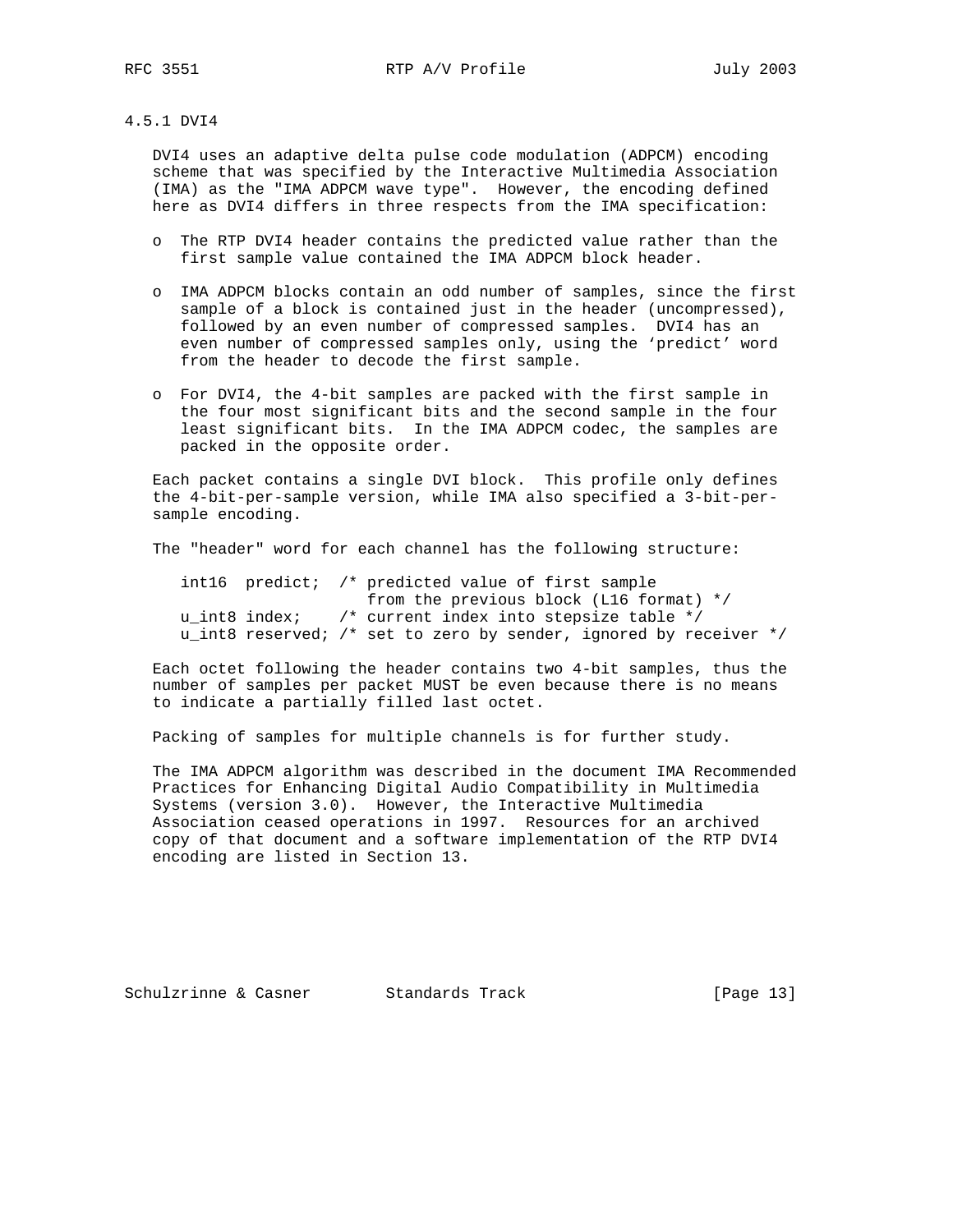### 4.5.1 DVI4

DVI4 uses an adaptive delta pulse code modulation (ADPCM) encoding scheme that was specified by the Interactive Multimedia Association (IMA) as the "IMA ADPCM wave type". However, the encoding defined here as DVI4 differs in three respects from the IMA specification:

- The RTP DVI4 header contains the predicted value rather than the first sample value contained the IMA ADPCM block header.
- IMA ADPCM blocks contain an odd number of samples, since the first sample of a block is contained just in the header (uncompressed), followed by an even number of compressed samples. DVI4 has an even number of compressed samples only, using the 'predict' word from the header to decode the first sample.
- For DVI4, the 4-bit samples are packed with the first sample in the four most significant bits and the second sample in the four least significant bits. In the IMA ADPCM codec, the samples are packed in the opposite order.

Each packet contains a single DVI block. This profile only defines the 4-bit-per-sample version, while IMA also specified a 3-bit-per-sample encoding.

The "header" word for each channel has the following structure:

```
int16  predict;  /* predicted value of first sample
                    from the previous block (L16 format) */
u_int8 index;    /* current index into stepsize table */
u_int8 reserved; /* set to zero by sender, ignored by receiver */
```

Each octet following the header contains two 4-bit samples, thus the number of samples per packet MUST be even because there is no means to indicate a partially filled last octet.

Packing of samples for multiple channels is for further study.

The IMA ADPCM algorithm was described in the document IMA Recommended Practices for Enhancing Digital Audio Compatibility in Multimedia Systems (version 3.0). However, the Interactive Multimedia Association ceased operations in 1997. Resources for an archived copy of that document and a software implementation of the RTP DVI4 encoding are listed in Section 13.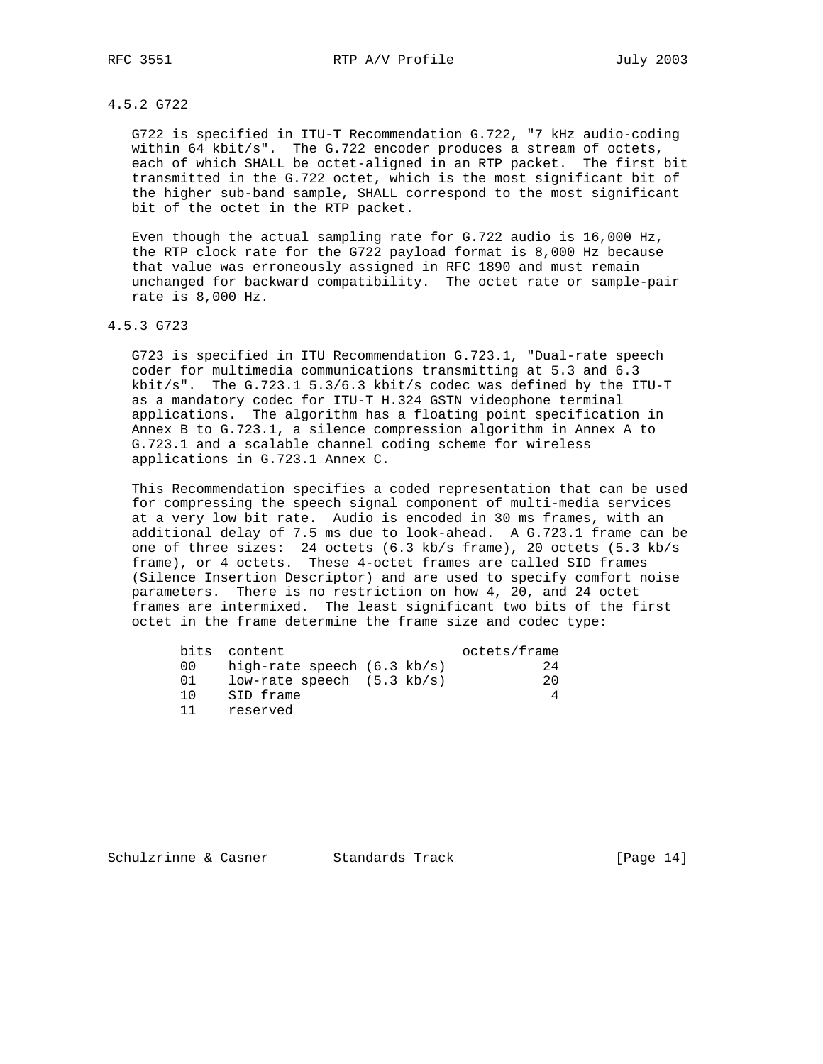### 4.5.2 G722

G722 is specified in ITU-T Recommendation G.722, "7 kHz audio-coding within 64 kbit/s". The G.722 encoder produces a stream of octets, each of which SHALL be octet-aligned in an RTP packet. The first bit transmitted in the G.722 octet, which is the most significant bit of the higher sub-band sample, SHALL correspond to the most significant bit of the octet in the RTP packet.

Even though the actual sampling rate for G.722 audio is 16,000 Hz, the RTP clock rate for the G722 payload format is 8,000 Hz because that value was erroneously assigned in RFC 1890 and must remain unchanged for backward compatibility. The octet rate or sample-pair rate is 8,000 Hz.

### 4.5.3 G723

G723 is specified in ITU Recommendation G.723.1, "Dual-rate speech coder for multimedia communications transmitting at 5.3 and 6.3 kbit/s". The G.723.1 5.3/6.3 kbit/s codec was defined by the ITU-T as a mandatory codec for ITU-T H.324 GSTN videophone terminal applications. The algorithm has a floating point specification in Annex B to G.723.1, a silence compression algorithm in Annex A to G.723.1 and a scalable channel coding scheme for wireless applications in G.723.1 Annex C.

This Recommendation specifies a coded representation that can be used for compressing the speech signal component of multi-media services at a very low bit rate. Audio is encoded in 30 ms frames, with an additional delay of 7.5 ms due to look-ahead. A G.723.1 frame can be one of three sizes: 24 octets (6.3 kb/s frame), 20 octets (5.3 kb/s frame), or 4 octets. These 4-octet frames are called SID frames (Silence Insertion Descriptor) and are used to specify comfort noise parameters. There is no restriction on how 4, 20, and 24 octet frames are intermixed. The least significant two bits of the first octet in the frame determine the frame size and codec type:

| bits | content | octets/frame |
|---|---|---|
| 00 | high-rate speech (6.3 kb/s) | 24 |
| 01 | low-rate speech (5.3 kb/s) | 20 |
| 10 | SID frame | 4 |
| 11 | reserved | |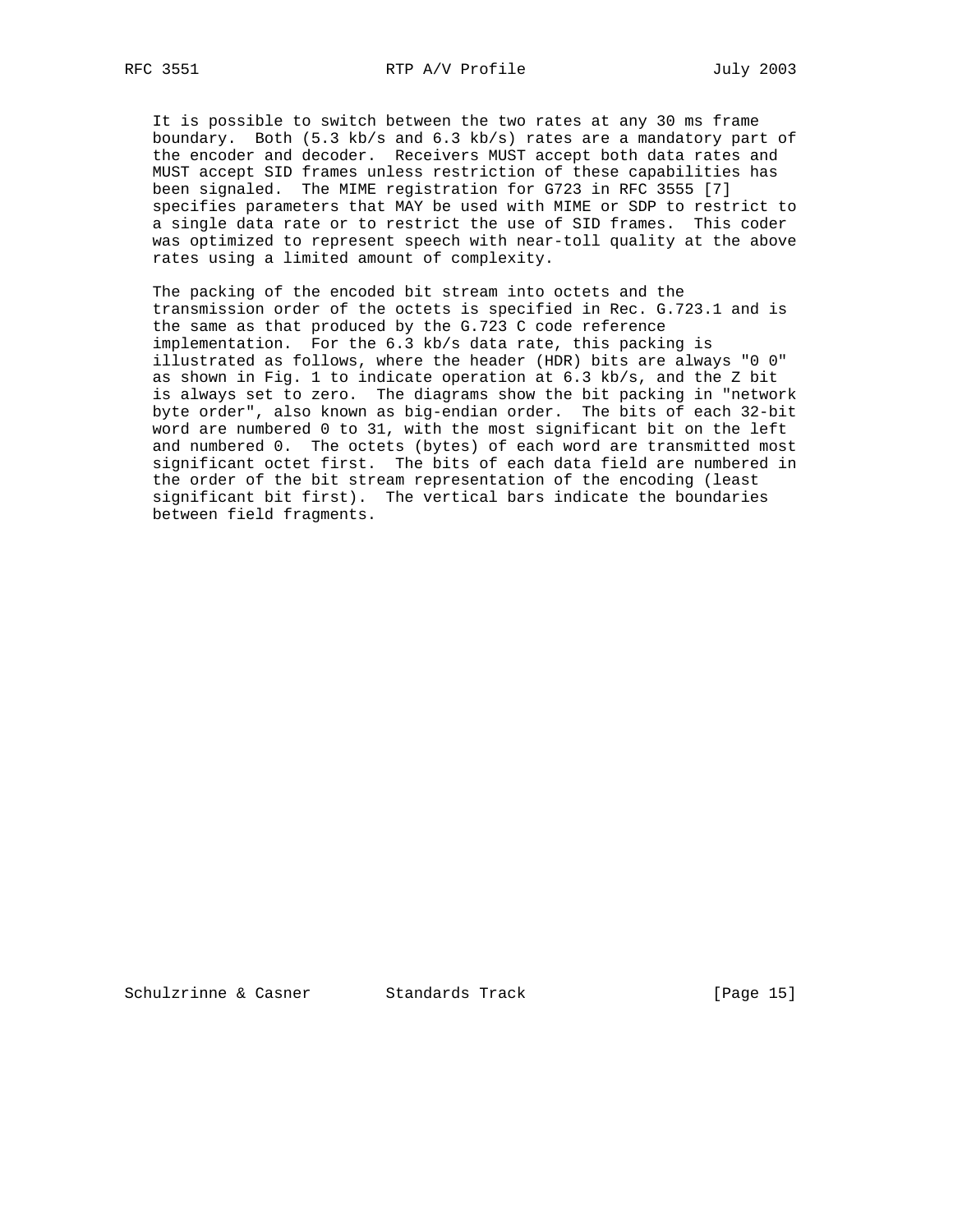It is possible to switch between the two rates at any 30 ms frame boundary. Both (5.3 kb/s and 6.3 kb/s) rates are a mandatory part of the encoder and decoder. Receivers MUST accept both data rates and MUST accept SID frames unless restriction of these capabilities has been signaled. The MIME registration for G723 in RFC 3555 [7] specifies parameters that MAY be used with MIME or SDP to restrict to a single data rate or to restrict the use of SID frames. This coder was optimized to represent speech with near-toll quality at the above rates using a limited amount of complexity.

The packing of the encoded bit stream into octets and the transmission order of the octets is specified in Rec. G.723.1 and is the same as that produced by the G.723 C code reference implementation. For the 6.3 kb/s data rate, this packing is illustrated as follows, where the header (HDR) bits are always "0 0" as shown in Fig. 1 to indicate operation at 6.3 kb/s, and the Z bit is always set to zero. The diagrams show the bit packing in "network byte order", also known as big-endian order. The bits of each 32-bit word are numbered 0 to 31, with the most significant bit on the left and numbered 0. The octets (bytes) of each word are transmitted most significant octet first. The bits of each data field are numbered in the order of the bit stream representation of the encoding (least significant bit first). The vertical bars indicate the boundaries between field fragments.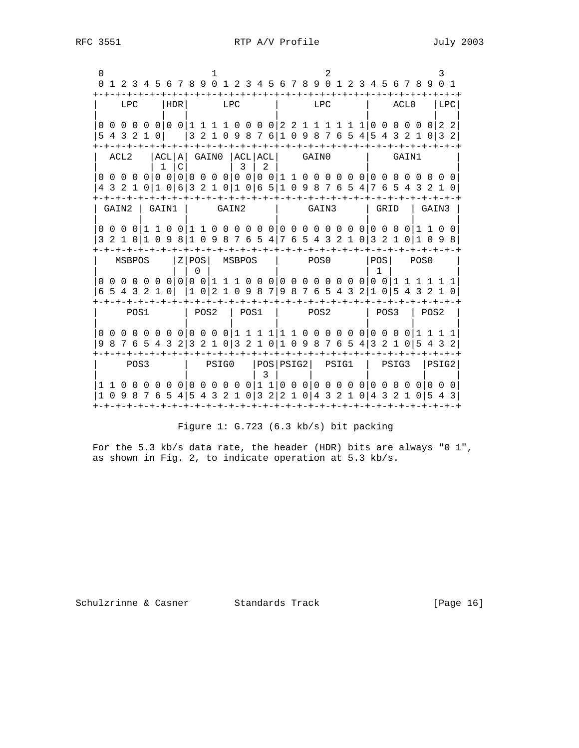```
 0                   1                   2                   3
 0 1 2 3 4 5 6 7 8 9 0 1 2 3 4 5 6 7 8 9 0 1 2 3 4 5 6 7 8 9 0 1
+-+-+-+-+-+-+-+-+-+-+-+-+-+-+-+-+-+-+-+-+-+-+-+-+-+-+-+-+-+-+-+-+
|    LPC    |HDR|      LPC      |      LPC      |    ACL0   |LPC|
|           |   |               |               |           |   |
|0 0 0 0 0 0|0 0|1 1 1 1 0 0 0 0|2 2 1 1 1 1 1 1|0 0 0 0 0 0|2 2|
|5 4 3 2 1 0|   |3 2 1 0 9 8 7 6|1 0 9 8 7 6 5 4|5 4 3 2 1 0|3 2|
+-+-+-+-+-+-+-+-+-+-+-+-+-+-+-+-+-+-+-+-+-+-+-+-+-+-+-+-+-+-+-+-+
|  ACL2   |ACL|A| GAIN0 |ACL|ACL|     GAIN0     |     GAIN1     |
|         | 1 |C|       | 3 | 2 |               |               |
|0 0 0 0 0|0 0|0|0 0 0 0|0 0|0 0|1 1 0 0 0 0 0 0|0 0 0 0 0 0 0 0|
|4 3 2 1 0|1 0|6|3 2 1 0|1 0|6 5|1 0 9 8 7 6 5 4|7 6 5 4 3 2 1 0|
+-+-+-+-+-+-+-+-+-+-+-+-+-+-+-+-+-+-+-+-+-+-+-+-+-+-+-+-+-+-+-+-+
| GAIN2 | GAIN1 |     GAIN2     |     GAIN3     | GRID  | GAIN3 |
|       |       |               |               |       |       |
|0 0 0 0|1 1 0 0|1 1 0 0 0 0 0 0|0 0 0 0 0 0 0 0|0 0 0 0|1 1 0 0|
|3 2 1 0|1 0 9 8|1 0 9 8 7 6 5 4|7 6 5 4 3 2 1 0|3 2 1 0|1 0 9 8|
+-+-+-+-+-+-+-+-+-+-+-+-+-+-+-+-+-+-+-+-+-+-+-+-+-+-+-+-+-+-+-+-+
|   MSBPOS    |Z|POS|  MSBPOS   |     POS0      |POS|   POS0    |
|             | | 0 |           |               | 1 |           |
|0 0 0 0 0 0 0|0|0 0|1 1 1 0 0 0|0 0 0 0 0 0 0 0|0 0|1 1 1 1 1 1|
|6 5 4 3 2 1 0| |1 0|2 1 0 9 8 7|9 8 7 6 5 4 3 2|1 0|5 4 3 2 1 0|
+-+-+-+-+-+-+-+-+-+-+-+-+-+-+-+-+-+-+-+-+-+-+-+-+-+-+-+-+-+-+-+-+
|     POS1      | POS2  | POS1  |     POS2      | POS3  | POS2  |
|               |       |       |               |       |       |
|0 0 0 0 0 0 0 0|0 0 0 0|1 1 1 1|1 1 0 0 0 0 0 0|0 0 0 0|1 1 1 1|
|9 8 7 6 5 4 3 2|3 2 1 0|3 2 1 0|1 0 9 8 7 6 5 4|3 2 1 0|5 4 3 2|
+-+-+-+-+-+-+-+-+-+-+-+-+-+-+-+-+-+-+-+-+-+-+-+-+-+-+-+-+-+-+-+-+
|     POS3      |   PSIG0   |POS|PSIG2|  PSIG1  |  PSIG3  |PSIG2|
|               |           | 3 |     |         |         |     |
|1 1 0 0 0 0 0 0|0 0 0 0 0 0|1 1|0 0 0|0 0 0 0 0|0 0 0 0 0|0 0 0|
|1 0 9 8 7 6 5 4|5 4 3 2 1 0|3 2|2 1 0|4 3 2 1 0|4 3 2 1 0|5 4 3|
+-+-+-+-+-+-+-+-+-+-+-+-+-+-+-+-+-+-+-+-+-+-+-+-+-+-+-+-+-+-+-+-+
```

Figure 1: G.723 (6.3 kb/s) bit packing

For the 5.3 kb/s data rate, the header (HDR) bits are always "0 1", as shown in Fig. 2, to indicate operation at 5.3 kb/s.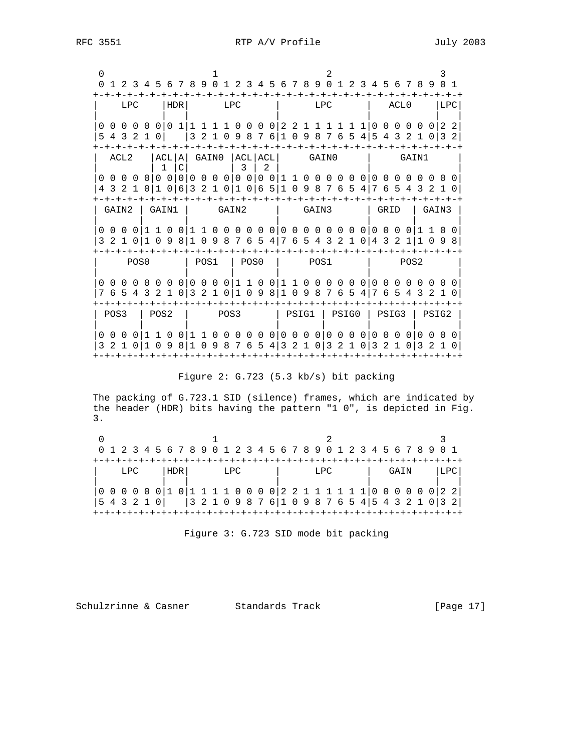```
 0                   1                   2                   3
 0 1 2 3 4 5 6 7 8 9 0 1 2 3 4 5 6 7 8 9 0 1 2 3 4 5 6 7 8 9 0 1
+-+-+-+-+-+-+-+-+-+-+-+-+-+-+-+-+-+-+-+-+-+-+-+-+-+-+-+-+-+-+-+-+
|    LPC    |HDR|      LPC      |      LPC      |    ACL0   |LPC|
|           |   |               |               |           |   |
|0 0 0 0 0 0|0 1|1 1 1 1 0 0 0 0|2 2 1 1 1 1 1 1|0 0 0 0 0 0|2 2|
|5 4 3 2 1 0|   |3 2 1 0 9 8 7 6|1 0 9 8 7 6 5 4|5 4 3 2 1 0|3 2|
+-+-+-+-+-+-+-+-+-+-+-+-+-+-+-+-+-+-+-+-+-+-+-+-+-+-+-+-+-+-+-+-+
|  ACL2   |ACL|A| GAIN0 |ACL|ACL|     GAIN0     |     GAIN1     |
|         | 1 |C|       | 3 | 2 |               |               |
|0 0 0 0 0|0 0|0|0 0 0 0|0 0|0 0|1 1 0 0 0 0 0 0|0 0 0 0 0 0 0 0|
|4 3 2 1 0|1 0|6|3 2 1 0|1 0|6 5|1 0 9 8 7 6 5 4|7 6 5 4 3 2 1 0|
+-+-+-+-+-+-+-+-+-+-+-+-+-+-+-+-+-+-+-+-+-+-+-+-+-+-+-+-+-+-+-+-+
| GAIN2 | GAIN1 |     GAIN2     |     GAIN3     | GRID  | GAIN3 |
|       |       |               |               |       |       |
|0 0 0 0|1 1 0 0|1 1 0 0 0 0 0 0|0 0 0 0 0 0 0 0|0 0 0 0|1 1 0 0|
|3 2 1 0|1 0 9 8|1 0 9 8 7 6 5 4|7 6 5 4 3 2 1 0|4 3 2 1|1 0 9 8|
+-+-+-+-+-+-+-+-+-+-+-+-+-+-+-+-+-+-+-+-+-+-+-+-+-+-+-+-+-+-+-+-+
|     POS0      | POS1  | POS0  |     POS1      |     POS2      |
|               |       |       |               |               |
|0 0 0 0 0 0 0 0|0 0 0 0|1 1 0 0|1 1 0 0 0 0 0 0|0 0 0 0 0 0 0 0|
|7 6 5 4 3 2 1 0|3 2 1 0|1 0 9 8|1 0 9 8 7 6 5 4|7 6 5 4 3 2 1 0|
+-+-+-+-+-+-+-+-+-+-+-+-+-+-+-+-+-+-+-+-+-+-+-+-+-+-+-+-+-+-+-+-+
| POS3  | POS2  |     POS3      | PSIG1 | PSIG0 | PSIG3 | PSIG2 |
|       |       |               |       |       |       |       |
|0 0 0 0|1 1 0 0|1 1 0 0 0 0 0 0|0 0 0 0|0 0 0 0|0 0 0 0|0 0 0 0|
|3 2 1 0|1 0 9 8|1 0 9 8 7 6 5 4|3 2 1 0|3 2 1 0|3 2 1 0|3 2 1 0|
+-+-+-+-+-+-+-+-+-+-+-+-+-+-+-+-+-+-+-+-+-+-+-+-+-+-+-+-+-+-+-+-+
```

Figure 2: G.723 (5.3 kb/s) bit packing

The packing of G.723.1 SID (silence) frames, which are indicated by the header (HDR) bits having the pattern "1 0", is depicted in Fig. 3.

```
 0                   1                   2                   3
 0 1 2 3 4 5 6 7 8 9 0 1 2 3 4 5 6 7 8 9 0 1 2 3 4 5 6 7 8 9 0 1
+-+-+-+-+-+-+-+-+-+-+-+-+-+-+-+-+-+-+-+-+-+-+-+-+-+-+-+-+-+-+-+-+
|    LPC    |HDR|      LPC      |      LPC      |    GAIN   |LPC|
|           |   |               |               |           |   |
|0 0 0 0 0 0|1 0|1 1 1 1 0 0 0 0|2 2 1 1 1 1 1 1|0 0 0 0 0 0|2 2|
|5 4 3 2 1 0|   |3 2 1 0 9 8 7 6|1 0 9 8 7 6 5 4|5 4 3 2 1 0|3 2|
+-+-+-+-+-+-+-+-+-+-+-+-+-+-+-+-+-+-+-+-+-+-+-+-+-+-+-+-+-+-+-+-+
```

Figure 3: G.723 SID mode bit packing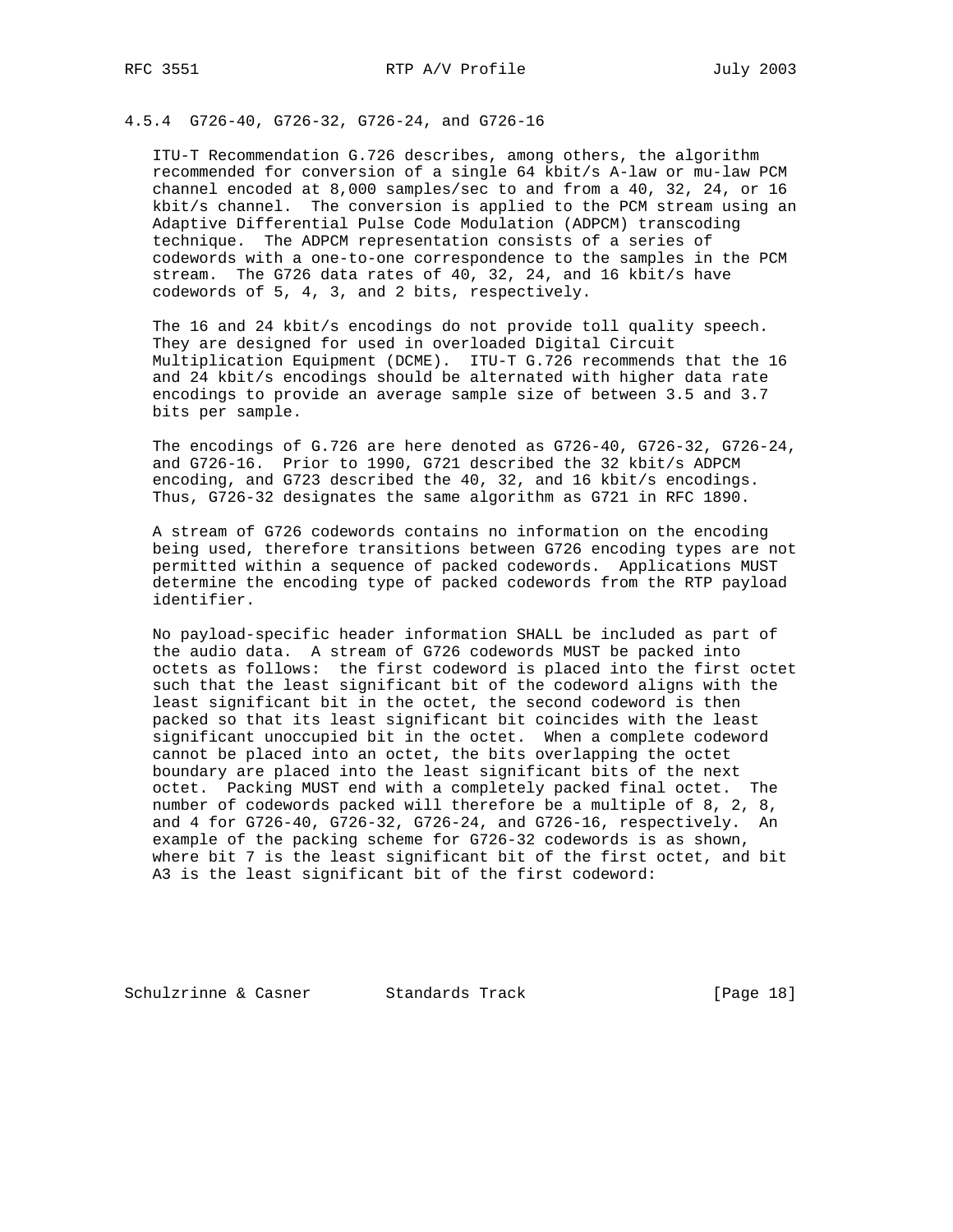### 4.5.4 G726-40, G726-32, G726-24, and G726-16

ITU-T Recommendation G.726 describes, among others, the algorithm recommended for conversion of a single 64 kbit/s A-law or mu-law PCM channel encoded at 8,000 samples/sec to and from a 40, 32, 24, or 16 kbit/s channel. The conversion is applied to the PCM stream using an Adaptive Differential Pulse Code Modulation (ADPCM) transcoding technique. The ADPCM representation consists of a series of codewords with a one-to-one correspondence to the samples in the PCM stream. The G726 data rates of 40, 32, 24, and 16 kbit/s have codewords of 5, 4, 3, and 2 bits, respectively.

The 16 and 24 kbit/s encodings do not provide toll quality speech. They are designed for used in overloaded Digital Circuit Multiplication Equipment (DCME). ITU-T G.726 recommends that the 16 and 24 kbit/s encodings should be alternated with higher data rate encodings to provide an average sample size of between 3.5 and 3.7 bits per sample.

The encodings of G.726 are here denoted as G726-40, G726-32, G726-24, and G726-16. Prior to 1990, G721 described the 32 kbit/s ADPCM encoding, and G723 described the 40, 32, and 16 kbit/s encodings. Thus, G726-32 designates the same algorithm as G721 in RFC 1890.

A stream of G726 codewords contains no information on the encoding being used, therefore transitions between G726 encoding types are not permitted within a sequence of packed codewords. Applications MUST determine the encoding type of packed codewords from the RTP payload identifier.

No payload-specific header information SHALL be included as part of the audio data. A stream of G726 codewords MUST be packed into octets as follows: the first codeword is placed into the first octet such that the least significant bit of the codeword aligns with the least significant bit in the octet, the second codeword is then packed so that its least significant bit coincides with the least significant unoccupied bit in the octet. When a complete codeword cannot be placed into an octet, the bits overlapping the octet boundary are placed into the least significant bits of the next octet. Packing MUST end with a completely packed final octet. The number of codewords packed will therefore be a multiple of 8, 2, 8, and 4 for G726-40, G726-32, G726-24, and G726-16, respectively. An example of the packing scheme for G726-32 codewords is as shown, where bit 7 is the least significant bit of the first octet, and bit A3 is the least significant bit of the first codeword: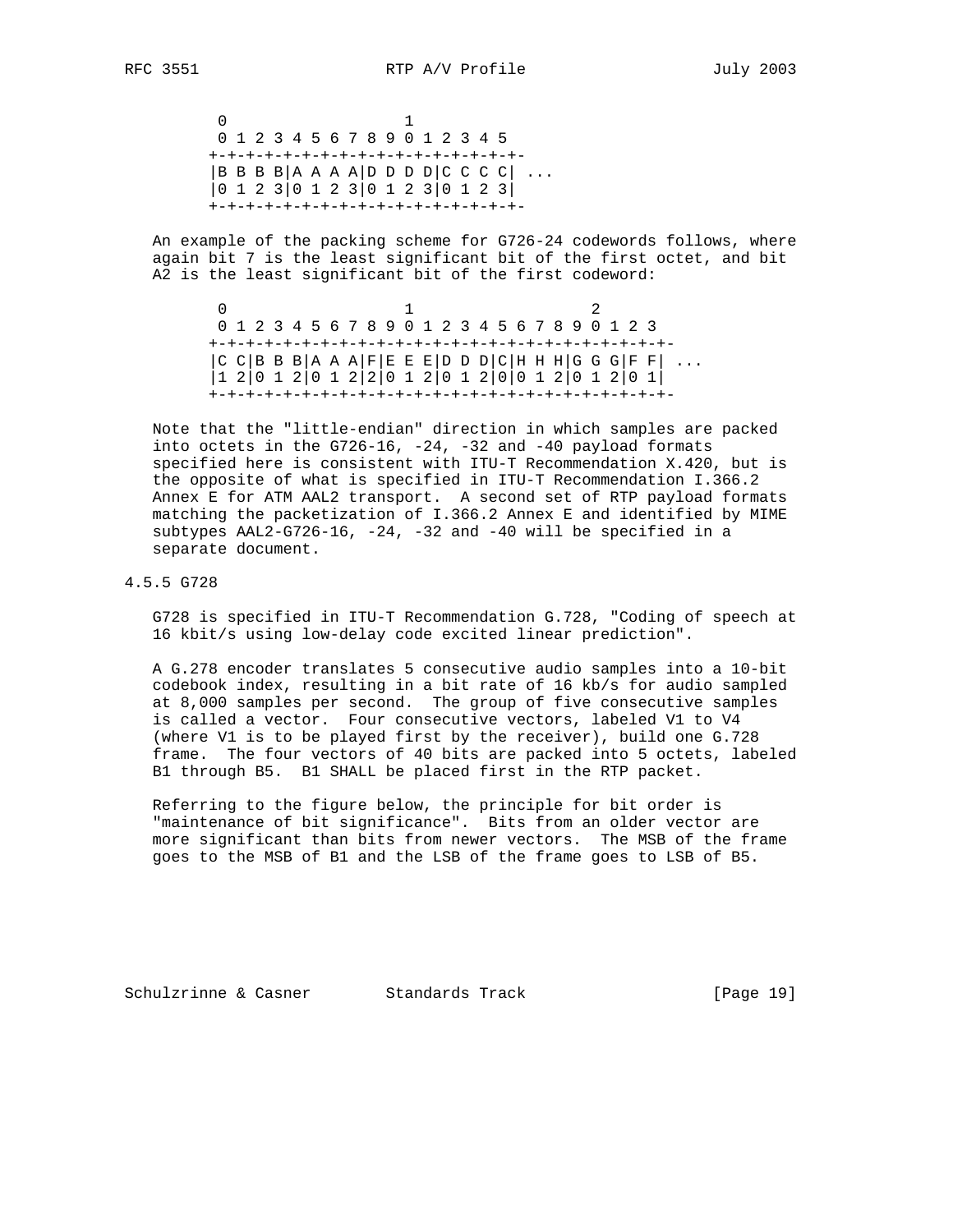```
 0                   1
 0 1 2 3 4 5 6 7 8 9 0 1 2 3 4 5
+-+-+-+-+-+-+-+-+-+-+-+-+-+-+-+-
|B B B B|A A A A|D D D D|C C C C| ...
|0 1 2 3|0 1 2 3|0 1 2 3|0 1 2 3|
+-+-+-+-+-+-+-+-+-+-+-+-+-+-+-+-
```

An example of the packing scheme for G726-24 codewords follows, where again bit 7 is the least significant bit of the first octet, and bit A2 is the least significant bit of the first codeword:

```
 0                   1                   2
 0 1 2 3 4 5 6 7 8 9 0 1 2 3 4 5 6 7 8 9 0 1 2 3
+-+-+-+-+-+-+-+-+-+-+-+-+-+-+-+-+-+-+-+-+-+-+-+-
|C C|B B B|A A A|F|E E E|D D D|C|H H H|G G G|F F| ...
|1 2|0 1 2|0 1 2|2|0 1 2|0 1 2|0|0 1 2|0 1 2|0 1|
+-+-+-+-+-+-+-+-+-+-+-+-+-+-+-+-+-+-+-+-+-+-+-+-
```

Note that the "little-endian" direction in which samples are packed into octets in the G726-16, -24, -32 and -40 payload formats specified here is consistent with ITU-T Recommendation X.420, but is the opposite of what is specified in ITU-T Recommendation I.366.2 Annex E for ATM AAL2 transport. A second set of RTP payload formats matching the packetization of I.366.2 Annex E and identified by MIME subtypes AAL2-G726-16, -24, -32 and -40 will be specified in a separate document.

### 4.5.5 G728

G728 is specified in ITU-T Recommendation G.728, "Coding of speech at 16 kbit/s using low-delay code excited linear prediction".

A G.278 encoder translates 5 consecutive audio samples into a 10-bit codebook index, resulting in a bit rate of 16 kb/s for audio sampled at 8,000 samples per second. The group of five consecutive samples is called a vector. Four consecutive vectors, labeled V1 to V4 (where V1 is to be played first by the receiver), build one G.728 frame. The four vectors of 40 bits are packed into 5 octets, labeled B1 through B5. B1 SHALL be placed first in the RTP packet.

Referring to the figure below, the principle for bit order is "maintenance of bit significance". Bits from an older vector are more significant than bits from newer vectors. The MSB of the frame goes to the MSB of B1 and the LSB of the frame goes to LSB of B5.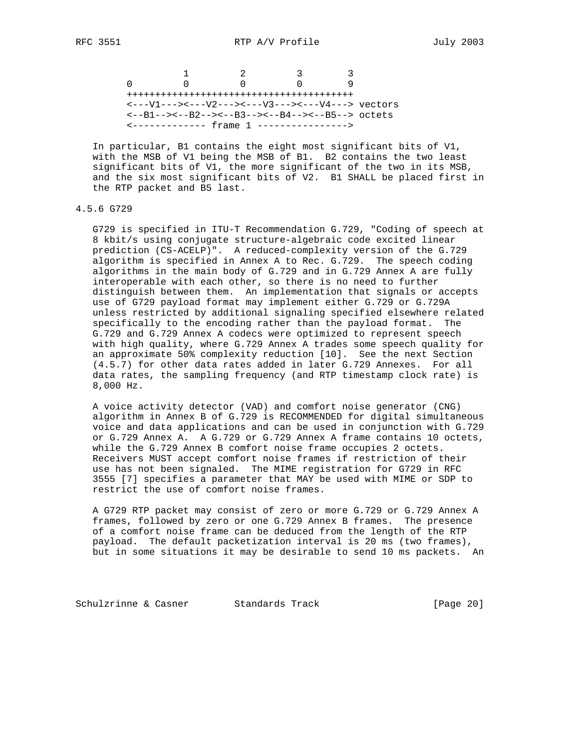```
          1         2         3        3
0         0         0         0        9
++++++++++++++++++++++++++++++++++++++++
<---V1---><---V2---><---V3---><---V4---> vectors
<--B1--><--B2--><--B3--><--B4--><--B5--> octets
<------------- frame 1 ---------------->
```

In particular, B1 contains the eight most significant bits of V1, with the MSB of V1 being the MSB of B1. B2 contains the two least significant bits of V1, the more significant of the two in its MSB, and the six most significant bits of V2. B1 SHALL be placed first in the RTP packet and B5 last.

### 4.5.6 G729

G729 is specified in ITU-T Recommendation G.729, "Coding of speech at 8 kbit/s using conjugate structure-algebraic code excited linear prediction (CS-ACELP)". A reduced-complexity version of the G.729 algorithm is specified in Annex A to Rec. G.729. The speech coding algorithms in the main body of G.729 and in G.729 Annex A are fully interoperable with each other, so there is no need to further distinguish between them. An implementation that signals or accepts use of G729 payload format may implement either G.729 or G.729A unless restricted by additional signaling specified elsewhere related specifically to the encoding rather than the payload format. The G.729 and G.729 Annex A codecs were optimized to represent speech with high quality, where G.729 Annex A trades some speech quality for an approximate 50% complexity reduction [10]. See the next Section (4.5.7) for other data rates added in later G.729 Annexes. For all data rates, the sampling frequency (and RTP timestamp clock rate) is 8,000 Hz.

A voice activity detector (VAD) and comfort noise generator (CNG) algorithm in Annex B of G.729 is RECOMMENDED for digital simultaneous voice and data applications and can be used in conjunction with G.729 or G.729 Annex A. A G.729 or G.729 Annex A frame contains 10 octets, while the G.729 Annex B comfort noise frame occupies 2 octets. Receivers MUST accept comfort noise frames if restriction of their use has not been signaled. The MIME registration for G729 in RFC 3555 [7] specifies a parameter that MAY be used with MIME or SDP to restrict the use of comfort noise frames.

A G729 RTP packet may consist of zero or more G.729 or G.729 Annex A frames, followed by zero or one G.729 Annex B frames. The presence of a comfort noise frame can be deduced from the length of the RTP payload. The default packetization interval is 20 ms (two frames), but in some situations it may be desirable to send 10 ms packets. An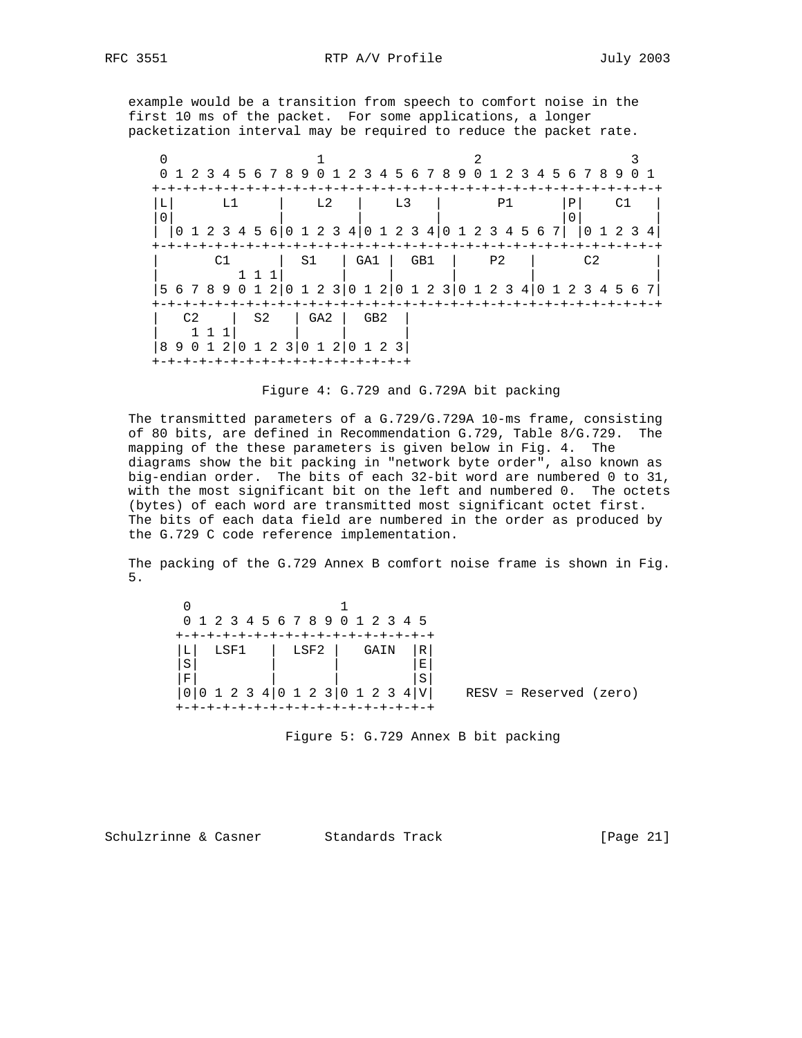example would be a transition from speech to comfort noise in the first 10 ms of the packet. For some applications, a longer packetization interval may be required to reduce the packet rate.

```
    0                   1                   2                   3
    0 1 2 3 4 5 6 7 8 9 0 1 2 3 4 5 6 7 8 9 0 1 2 3 4 5 6 7 8 9 0 1
   +-+-+-+-+-+-+-+-+-+-+-+-+-+-+-+-+-+-+-+-+-+-+-+-+-+-+-+-+-+-+-+-+
   |L|      L1     |    L2   |    L3   |       P1      |P|    C1   |
   |0|             |         |         |               |0|         |
   | |0 1 2 3 4 5 6|0 1 2 3 4|0 1 2 3 4|0 1 2 3 4 5 6 7| |0 1 2 3 4|
   +-+-+-+-+-+-+-+-+-+-+-+-+-+-+-+-+-+-+-+-+-+-+-+-+-+-+-+-+-+-+-+-+
   |       C1      |  S1   | GA1 |  GB1  |    P2   |      C2       |
   |          1 1 1|       |     |       |         |               |
   |5 6 7 8 9 0 1 2|0 1 2 3|0 1 2|0 1 2 3|0 1 2 3 4|0 1 2 3 4 5 6 7|
   +-+-+-+-+-+-+-+-+-+-+-+-+-+-+-+-+-+-+-+-+-+-+-+-+-+-+-+-+-+-+-+-+
   |   C2    |  S2   | GA2 |  GB2  |
   |    1 1 1|       |     |       |
   |8 9 0 1 2|0 1 2 3|0 1 2|0 1 2 3|
   +-+-+-+-+-+-+-+-+-+-+-+-+-+-+-+-+
```

Figure 4: G.729 and G.729A bit packing

The transmitted parameters of a G.729/G.729A 10-ms frame, consisting of 80 bits, are defined in Recommendation G.729, Table 8/G.729. The mapping of the these parameters is given below in Fig. 4. The diagrams show the bit packing in "network byte order", also known as big-endian order. The bits of each 32-bit word are numbered 0 to 31, with the most significant bit on the left and numbered 0. The octets (bytes) of each word are transmitted most significant octet first. The bits of each data field are numbered in the order as produced by the G.729 C code reference implementation.

The packing of the G.729 Annex B comfort noise frame is shown in Fig. 5.

```
       0                   1
       0 1 2 3 4 5 6 7 8 9 0 1 2 3 4 5
      +-+-+-+-+-+-+-+-+-+-+-+-+-+-+-+-+
      |L|  LSF1   |  LSF2 |   GAIN  |R|
      |S|         |       |         |E|
      |F|         |       |         |S|
      |0|0 1 2 3 4|0 1 2 3|0 1 2 3 4|V|    RESV = Reserved (zero)
      +-+-+-+-+-+-+-+-+-+-+-+-+-+-+-+-+
```

Figure 5: G.729 Annex B bit packing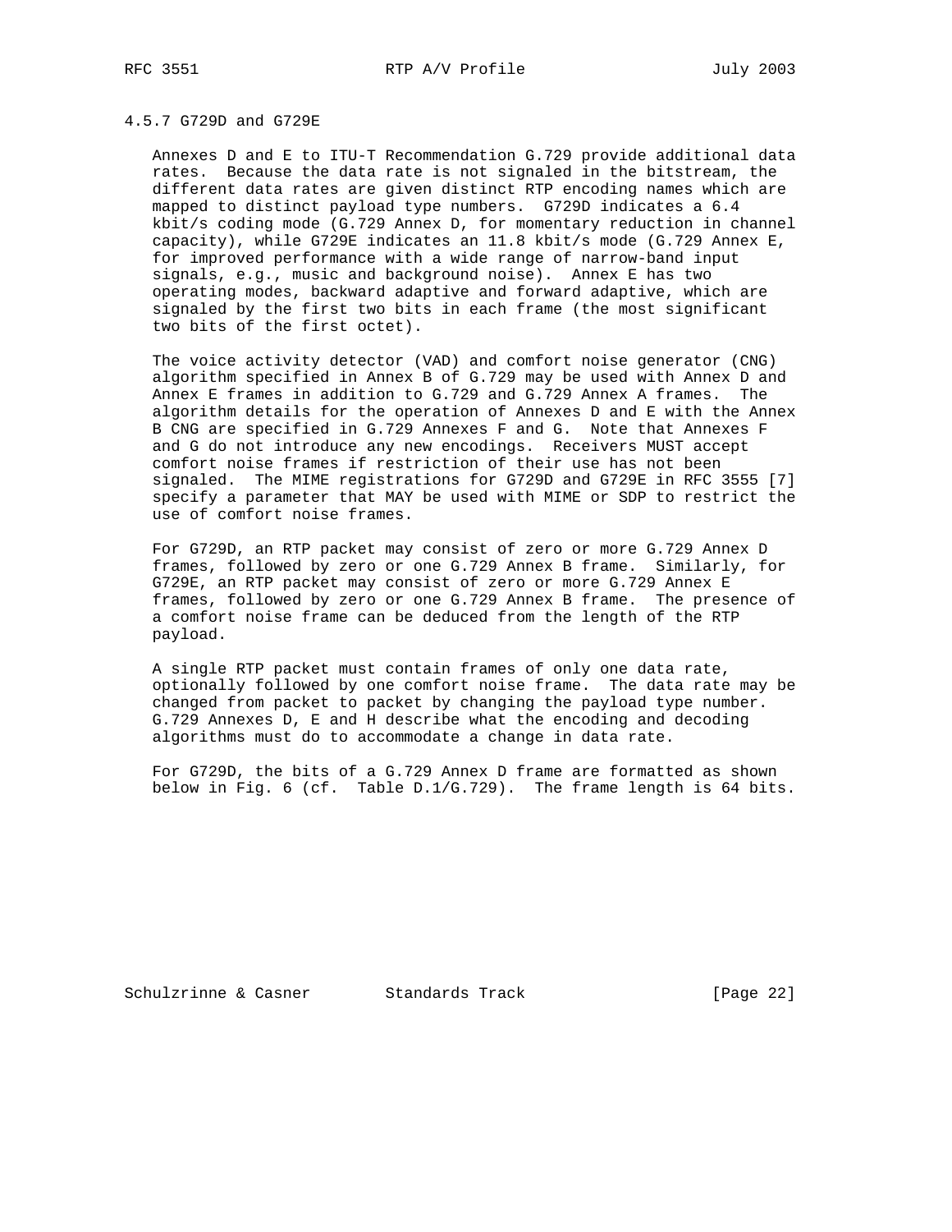### 4.5.7 G729D and G729E

Annexes D and E to ITU-T Recommendation G.729 provide additional data rates. Because the data rate is not signaled in the bitstream, the different data rates are given distinct RTP encoding names which are mapped to distinct payload type numbers. G729D indicates a 6.4 kbit/s coding mode (G.729 Annex D, for momentary reduction in channel capacity), while G729E indicates an 11.8 kbit/s mode (G.729 Annex E, for improved performance with a wide range of narrow-band input signals, e.g., music and background noise). Annex E has two operating modes, backward adaptive and forward adaptive, which are signaled by the first two bits in each frame (the most significant two bits of the first octet).

The voice activity detector (VAD) and comfort noise generator (CNG) algorithm specified in Annex B of G.729 may be used with Annex D and Annex E frames in addition to G.729 and G.729 Annex A frames. The algorithm details for the operation of Annexes D and E with the Annex B CNG are specified in G.729 Annexes F and G. Note that Annexes F and G do not introduce any new encodings. Receivers MUST accept comfort noise frames if restriction of their use has not been signaled. The MIME registrations for G729D and G729E in RFC 3555 [7] specify a parameter that MAY be used with MIME or SDP to restrict the use of comfort noise frames.

For G729D, an RTP packet may consist of zero or more G.729 Annex D frames, followed by zero or one G.729 Annex B frame. Similarly, for G729E, an RTP packet may consist of zero or more G.729 Annex E frames, followed by zero or one G.729 Annex B frame. The presence of a comfort noise frame can be deduced from the length of the RTP payload.

A single RTP packet must contain frames of only one data rate, optionally followed by one comfort noise frame. The data rate may be changed from packet to packet by changing the payload type number. G.729 Annexes D, E and H describe what the encoding and decoding algorithms must do to accommodate a change in data rate.

For G729D, the bits of a G.729 Annex D frame are formatted as shown below in Fig. 6 (cf. Table D.1/G.729). The frame length is 64 bits.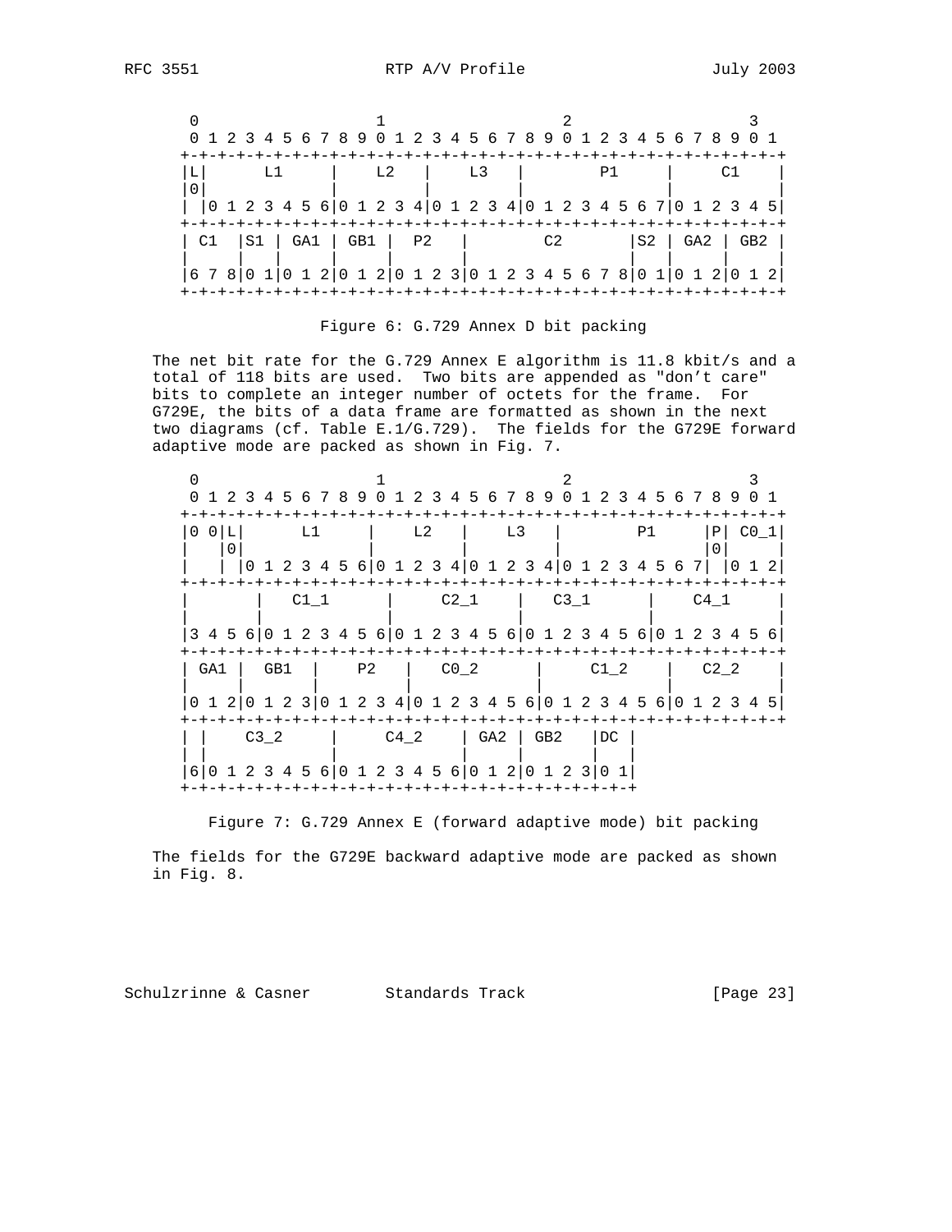```
    0                   1                   2                   3
    0 1 2 3 4 5 6 7 8 9 0 1 2 3 4 5 6 7 8 9 0 1 2 3 4 5 6 7 8 9 0 1
   +-+-+-+-+-+-+-+-+-+-+-+-+-+-+-+-+-+-+-+-+-+-+-+-+-+-+-+-+-+-+-+-+
   |L|      L1     |    L2   |    L3   |       P1      |      C1   |
   |0|             |         |         |               |           |
   | |0 1 2 3 4 5 6|0 1 2 3 4|0 1 2 3 4|0 1 2 3 4 5 6 7|0 1 2 3 4 5|
   +-+-+-+-+-+-+-+-+-+-+-+-+-+-+-+-+-+-+-+-+-+-+-+-+-+-+-+-+-+-+-+-+
   | C1  |S1 | GA1 | GB1 |  P2   |        C2       |S2 | GA2 | GB2 |
   |     |   |     |     |       |                 |   |     |     |
   |6 7 8|0 1|0 1 2|0 1 2|0 1 2 3|0 1 2 3 4 5 6 7 8|0 1|0 1 2|0 1 2|
   +-+-+-+-+-+-+-+-+-+-+-+-+-+-+-+-+-+-+-+-+-+-+-+-+-+-+-+-+-+-+-+-+
```

Figure 6: G.729 Annex D bit packing

The net bit rate for the G.729 Annex E algorithm is 11.8 kbit/s and a total of 118 bits are used. Two bits are appended as "don't care" bits to complete an integer number of octets for the frame. For G729E, the bits of a data frame are formatted as shown in the next two diagrams (cf. Table E.1/G.729). The fields for the G729E forward adaptive mode are packed as shown in Fig. 7.

```
    0                   1                   2                   3
    0 1 2 3 4 5 6 7 8 9 0 1 2 3 4 5 6 7 8 9 0 1 2 3 4 5 6 7 8 9 0 1
   +-+-+-+-+-+-+-+-+-+-+-+-+-+-+-+-+-+-+-+-+-+-+-+-+-+-+-+-+-+-+-+-+
   |0 0|L|      L1     |    L2   |    L3   |       P1      |P| C0_1|
   |   |0|             |         |         |               |0|     |
   |   | |0 1 2 3 4 5 6|0 1 2 3 4|0 1 2 3 4|0 1 2 3 4 5 6 7| |0 1 2|
   +-+-+-+-+-+-+-+-+-+-+-+-+-+-+-+-+-+-+-+-+-+-+-+-+-+-+-+-+-+-+-+-+
   |       |     C1_1    |     C2_1    |   C3_1      |    C4_1     |
   |       |             |             |             |             |
   |3 4 5 6|0 1 2 3 4 5 6|0 1 2 3 4 5 6|0 1 2 3 4 5 6|0 1 2 3 4 5 6|
   +-+-+-+-+-+-+-+-+-+-+-+-+-+-+-+-+-+-+-+-+-+-+-+-+-+-+-+-+-+-+-+-+
   | GA1 |  GB1  |    P2   |   C0_2      |     C1_2    |    C2_2   |
   |     |       |         |             |             |           |
   |0 1 2|0 1 2 3|0 1 2 3 4|0 1 2 3 4 5 6|0 1 2 3 4 5 6|0 1 2 3 4 5|
   +-+-+-+-+-+-+-+-+-+-+-+-+-+-+-+-+-+-+-+-+-+-+-+-+-+-+-+-+-+-+-+-+
   | |    C3_2     |     C4_2    | GA2 | GB2   |DC |
   | |             |             |     |       |   |
   |6|0 1 2 3 4 5 6|0 1 2 3 4 5 6|0 1 2|0 1 2 3|0 1|
   +-+-+-+-+-+-+-+-+-+-+-+-+-+-+-+-+-+-+-+-+-+-+-+-+
```

Figure 7: G.729 Annex E (forward adaptive mode) bit packing

The fields for the G729E backward adaptive mode are packed as shown in Fig. 8.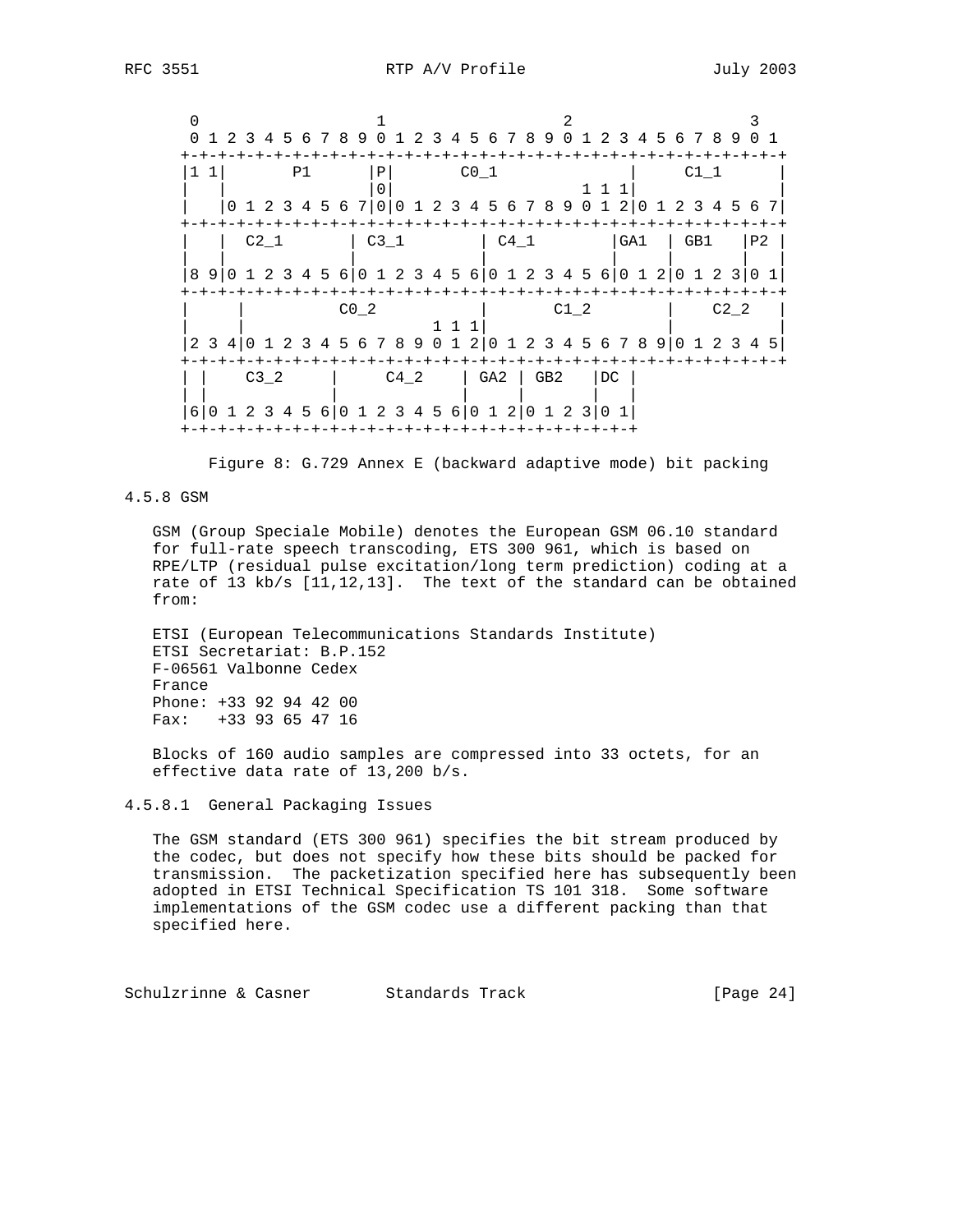```
    0                   1                   2                   3
    0 1 2 3 4 5 6 7 8 9 0 1 2 3 4 5 6 7 8 9 0 1 2 3 4 5 6 7 8 9 0 1
   +-+-+-+-+-+-+-+-+-+-+-+-+-+-+-+-+-+-+-+-+-+-+-+-+-+-+-+-+-+-+-+-+
   |1 1|       P1      |P|       C0_1              |     C1_1      |
   |   |               |0|                    1 1 1|               |
   |   |0 1 2 3 4 5 6 7|0|0 1 2 3 4 5 6 7 8 9 0 1 2|0 1 2 3 4 5 6 7|
   +-+-+-+-+-+-+-+-+-+-+-+-+-+-+-+-+-+-+-+-+-+-+-+-+-+-+-+-+-+-+-+-+
   |   |  C2_1       | C3_1         | C4_1         |GA1  | GB1   |P2 |
   |   |             |              |              |     |       |   |
   |8 9|0 1 2 3 4 5 6|0 1 2 3 4 5 6|0 1 2 3 4 5 6|0 1 2|0 1 2 3|0 1|
   +-+-+-+-+-+-+-+-+-+-+-+-+-+-+-+-+-+-+-+-+-+-+-+-+-+-+-+-+-+-+-+-+
   |     |           C0_2          |       C1_2         |    C2_2   |
   |     |                   1 1 1|                    |           |
   |2 3 4|0 1 2 3 4 5 6 7 8 9 0 1 2|0 1 2 3 4 5 6 7 8 9|0 1 2 3 4 5|
   +-+-+-+-+-+-+-+-+-+-+-+-+-+-+-+-+-+-+-+-+-+-+-+-+-+-+-+-+-+-+-+-+
   | |    C3_2     |     C4_2    | GA2 | GB2   |DC |
   | |             |             |     |       |   |
   |6|0 1 2 3 4 5 6|0 1 2 3 4 5 6|0 1 2|0 1 2 3|0 1|
   +-+-+-+-+-+-+-+-+-+-+-+-+-+-+-+-+-+-+-+-+-+-+-+-+
```

Figure 8: G.729 Annex E (backward adaptive mode) bit packing

### 4.5.8 GSM

GSM (Group Speciale Mobile) denotes the European GSM 06.10 standard for full-rate speech transcoding, ETS 300 961, which is based on RPE/LTP (residual pulse excitation/long term prediction) coding at a rate of 13 kb/s [11,12,13]. The text of the standard can be obtained from:

ETSI (European Telecommunications Standards Institute)
ETSI Secretariat: B.P.152
F-06561 Valbonne Cedex
France
Phone: +33 92 94 42 00
Fax: +33 93 65 47 16

Blocks of 160 audio samples are compressed into 33 octets, for an effective data rate of 13,200 b/s.

#### 4.5.8.1 General Packaging Issues

The GSM standard (ETS 300 961) specifies the bit stream produced by the codec, but does not specify how these bits should be packed for transmission. The packetization specified here has subsequently been adopted in ETSI Technical Specification TS 101 318. Some software implementations of the GSM codec use a different packing than that specified here.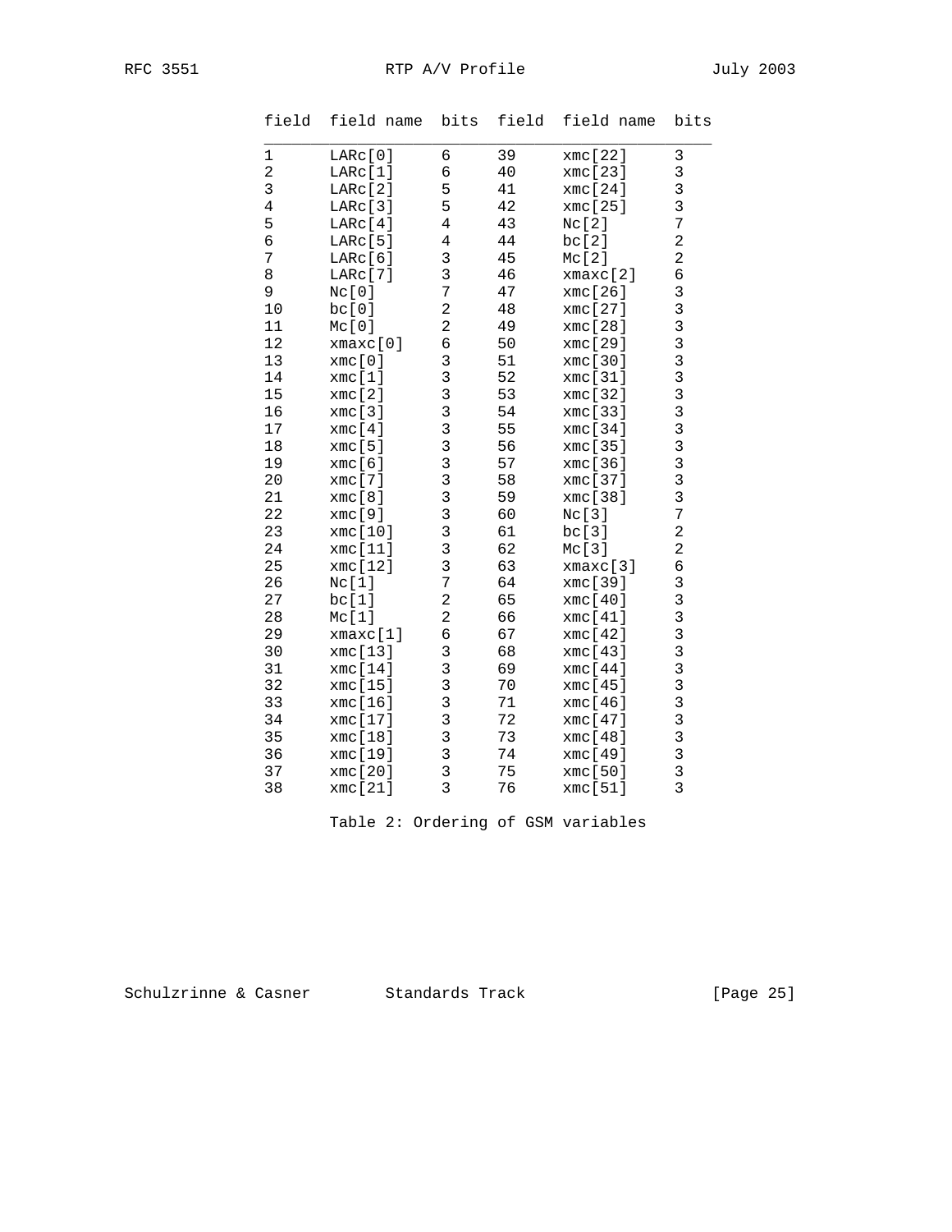| field | field name | bits | field | field name | bits |
|---|---|---|---|---|---|
| 1 | LARc[0] | 6 | 39 | xmc[22] | 3 |
| 2 | LARc[1] | 6 | 40 | xmc[23] | 3 |
| 3 | LARc[2] | 5 | 41 | xmc[24] | 3 |
| 4 | LARc[3] | 5 | 42 | xmc[25] | 3 |
| 5 | LARc[4] | 4 | 43 | Nc[2] | 7 |
| 6 | LARc[5] | 4 | 44 | bc[2] | 2 |
| 7 | LARc[6] | 3 | 45 | Mc[2] | 2 |
| 8 | LARc[7] | 3 | 46 | xmaxc[2] | 6 |
| 9 | Nc[0] | 7 | 47 | xmc[26] | 3 |
| 10 | bc[0] | 2 | 48 | xmc[27] | 3 |
| 11 | Mc[0] | 2 | 49 | xmc[28] | 3 |
| 12 | xmaxc[0] | 6 | 50 | xmc[29] | 3 |
| 13 | xmc[0] | 3 | 51 | xmc[30] | 3 |
| 14 | xmc[1] | 3 | 52 | xmc[31] | 3 |
| 15 | xmc[2] | 3 | 53 | xmc[32] | 3 |
| 16 | xmc[3] | 3 | 54 | xmc[33] | 3 |
| 17 | xmc[4] | 3 | 55 | xmc[34] | 3 |
| 18 | xmc[5] | 3 | 56 | xmc[35] | 3 |
| 19 | xmc[6] | 3 | 57 | xmc[36] | 3 |
| 20 | xmc[7] | 3 | 58 | xmc[37] | 3 |
| 21 | xmc[8] | 3 | 59 | xmc[38] | 3 |
| 22 | xmc[9] | 3 | 60 | Nc[3] | 7 |
| 23 | xmc[10] | 3 | 61 | bc[3] | 2 |
| 24 | xmc[11] | 3 | 62 | Mc[3] | 2 |
| 25 | xmc[12] | 3 | 63 | xmaxc[3] | 6 |
| 26 | Nc[1] | 7 | 64 | xmc[39] | 3 |
| 27 | bc[1] | 2 | 65 | xmc[40] | 3 |
| 28 | Mc[1] | 2 | 66 | xmc[41] | 3 |
| 29 | xmaxc[1] | 6 | 67 | xmc[42] | 3 |
| 30 | xmc[13] | 3 | 68 | xmc[43] | 3 |
| 31 | xmc[14] | 3 | 69 | xmc[44] | 3 |
| 32 | xmc[15] | 3 | 70 | xmc[45] | 3 |
| 33 | xmc[16] | 3 | 71 | xmc[46] | 3 |
| 34 | xmc[17] | 3 | 72 | xmc[47] | 3 |
| 35 | xmc[18] | 3 | 73 | xmc[48] | 3 |
| 36 | xmc[19] | 3 | 74 | xmc[49] | 3 |
| 37 | xmc[20] | 3 | 75 | xmc[50] | 3 |
| 38 | xmc[21] | 3 | 76 | xmc[51] | 3 |

Table 2: Ordering of GSM variables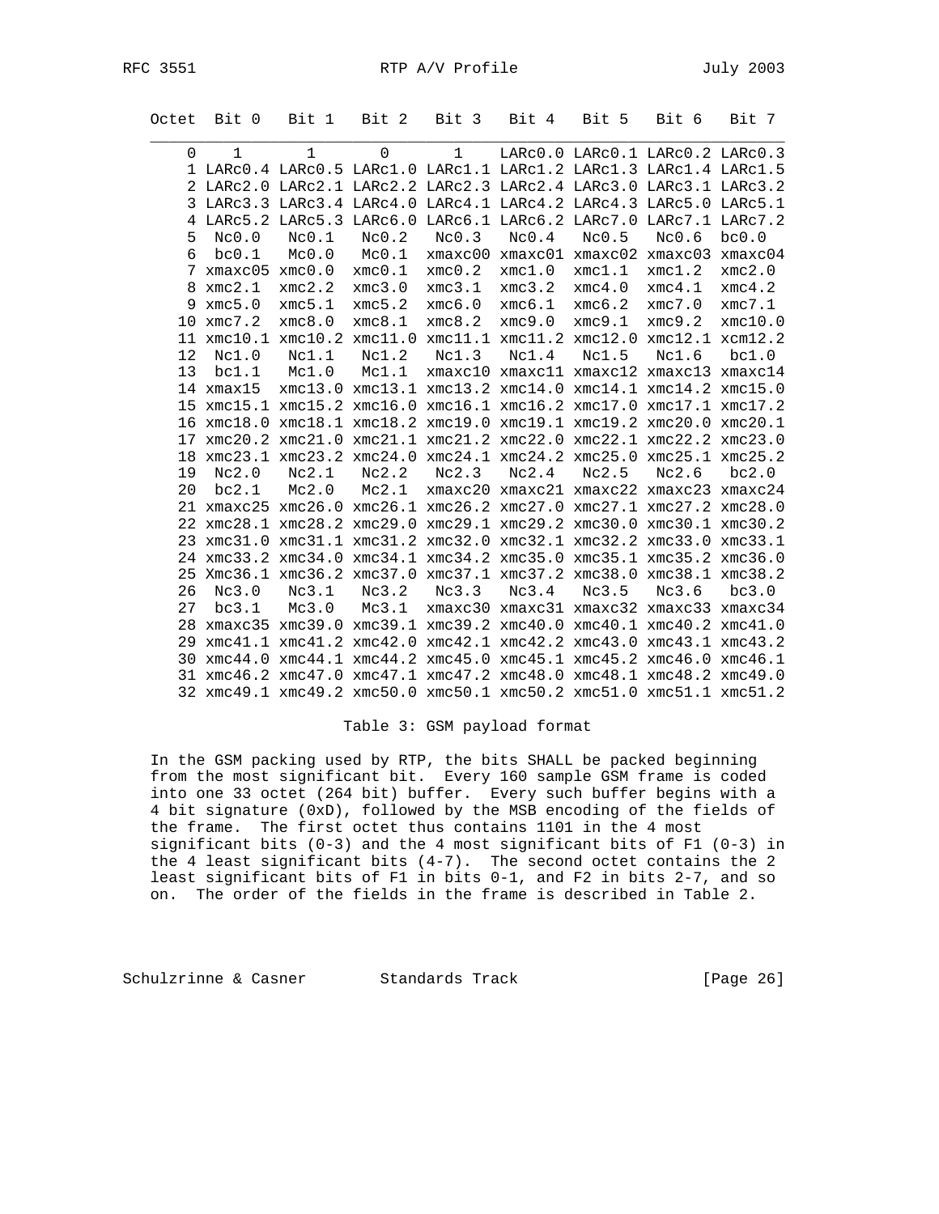| Octet | Bit 0 | Bit 1 | Bit 2 | Bit 3 | Bit 4 | Bit 5 | Bit 6 | Bit 7 |
|---|---|---|---|---|---|---|---|---|
| 0 | 1 | 1 | 0 | 1 | LARc0.0 | LARc0.1 | LARc0.2 | LARc0.3 |
| 1 | LARc0.4 | LARc0.5 | LARc1.0 | LARc1.1 | LARc1.2 | LARc1.3 | LARc1.4 | LARc1.5 |
| 2 | LARc2.0 | LARc2.1 | LARc2.2 | LARc2.3 | LARc2.4 | LARc3.0 | LARc3.1 | LARc3.2 |
| 3 | LARc3.3 | LARc3.4 | LARc4.0 | LARc4.1 | LARc4.2 | LARc4.3 | LARc5.0 | LARc5.1 |
| 4 | LARc5.2 | LARc5.3 | LARc6.0 | LARc6.1 | LARc6.2 | LARc7.0 | LARc7.1 | LARc7.2 |
| 5 | Nc0.0 | Nc0.1 | Nc0.2 | Nc0.3 | Nc0.4 | Nc0.5 | Nc0.6 | bc0.0 |
| 6 | bc0.1 | Mc0.0 | Mc0.1 | xmaxc00 | xmaxc01 | xmaxc02 | xmaxc03 | xmaxc04 |
| 7 | xmaxc05 | xmc0.0 | xmc0.1 | xmc0.2 | xmc1.0 | xmc1.1 | xmc1.2 | xmc2.0 |
| 8 | xmc2.1 | xmc2.2 | xmc3.0 | xmc3.1 | xmc3.2 | xmc4.0 | xmc4.1 | xmc4.2 |
| 9 | xmc5.0 | xmc5.1 | xmc5.2 | xmc6.0 | xmc6.1 | xmc6.2 | xmc7.0 | xmc7.1 |
| 10 | xmc7.2 | xmc8.0 | xmc8.1 | xmc8.2 | xmc9.0 | xmc9.1 | xmc9.2 | xmc10.0 |
| 11 | xmc10.1 | xmc10.2 | xmc11.0 | xmc11.1 | xmc11.2 | xmc12.0 | xmc12.1 | xcm12.2 |
| 12 | Nc1.0 | Nc1.1 | Nc1.2 | Nc1.3 | Nc1.4 | Nc1.5 | Nc1.6 | bc1.0 |
| 13 | bc1.1 | Mc1.0 | Mc1.1 | xmaxc10 | xmaxc11 | xmaxc12 | xmaxc13 | xmaxc14 |
| 14 | xmax15 | xmc13.0 | xmc13.1 | xmc13.2 | xmc14.0 | xmc14.1 | xmc14.2 | xmc15.0 |
| 15 | xmc15.1 | xmc15.2 | xmc16.0 | xmc16.1 | xmc16.2 | xmc17.0 | xmc17.1 | xmc17.2 |
| 16 | xmc18.0 | xmc18.1 | xmc18.2 | xmc19.0 | xmc19.1 | xmc19.2 | xmc20.0 | xmc20.1 |
| 17 | xmc20.2 | xmc21.0 | xmc21.1 | xmc21.2 | xmc22.0 | xmc22.1 | xmc22.2 | xmc23.0 |
| 18 | xmc23.1 | xmc23.2 | xmc24.0 | xmc24.1 | xmc24.2 | xmc25.0 | xmc25.1 | xmc25.2 |
| 19 | Nc2.0 | Nc2.1 | Nc2.2 | Nc2.3 | Nc2.4 | Nc2.5 | Nc2.6 | bc2.0 |
| 20 | bc2.1 | Mc2.0 | Mc2.1 | xmaxc20 | xmaxc21 | xmaxc22 | xmaxc23 | xmaxc24 |
| 21 | xmaxc25 | xmc26.0 | xmc26.1 | xmc26.2 | xmc27.0 | xmc27.1 | xmc27.2 | xmc28.0 |
| 22 | xmc28.1 | xmc28.2 | xmc29.0 | xmc29.1 | xmc29.2 | xmc30.0 | xmc30.1 | xmc30.2 |
| 23 | xmc31.0 | xmc31.1 | xmc31.2 | xmc32.0 | xmc32.1 | xmc32.2 | xmc33.0 | xmc33.1 |
| 24 | xmc33.2 | xmc34.0 | xmc34.1 | xmc34.2 | xmc35.0 | xmc35.1 | xmc35.2 | xmc36.0 |
| 25 | Xmc36.1 | xmc36.2 | xmc37.0 | xmc37.1 | xmc37.2 | xmc38.0 | xmc38.1 | xmc38.2 |
| 26 | Nc3.0 | Nc3.1 | Nc3.2 | Nc3.3 | Nc3.4 | Nc3.5 | Nc3.6 | bc3.0 |
| 27 | bc3.1 | Mc3.0 | Mc3.1 | xmaxc30 | xmaxc31 | xmaxc32 | xmaxc33 | xmaxc34 |
| 28 | xmaxc35 | xmc39.0 | xmc39.1 | xmc39.2 | xmc40.0 | xmc40.1 | xmc40.2 | xmc41.0 |
| 29 | xmc41.1 | xmc41.2 | xmc42.0 | xmc42.1 | xmc42.2 | xmc43.0 | xmc43.1 | xmc43.2 |
| 30 | xmc44.0 | xmc44.1 | xmc44.2 | xmc45.0 | xmc45.1 | xmc45.2 | xmc46.0 | xmc46.1 |
| 31 | xmc46.2 | xmc47.0 | xmc47.1 | xmc47.2 | xmc48.0 | xmc48.1 | xmc48.2 | xmc49.0 |
| 32 | xmc49.1 | xmc49.2 | xmc50.0 | xmc50.1 | xmc50.2 | xmc51.0 | xmc51.1 | xmc51.2 |

Table 3: GSM payload format

In the GSM packing used by RTP, the bits SHALL be packed beginning from the most significant bit. Every 160 sample GSM frame is coded into one 33 octet (264 bit) buffer. Every such buffer begins with a 4 bit signature (0xD), followed by the MSB encoding of the fields of the frame. The first octet thus contains 1101 in the 4 most significant bits (0-3) and the 4 most significant bits of F1 (0-3) in the 4 least significant bits (4-7). The second octet contains the 2 least significant bits of F1 in bits 0-1, and F2 in bits 2-7, and so on. The order of the fields in the frame is described in Table 2.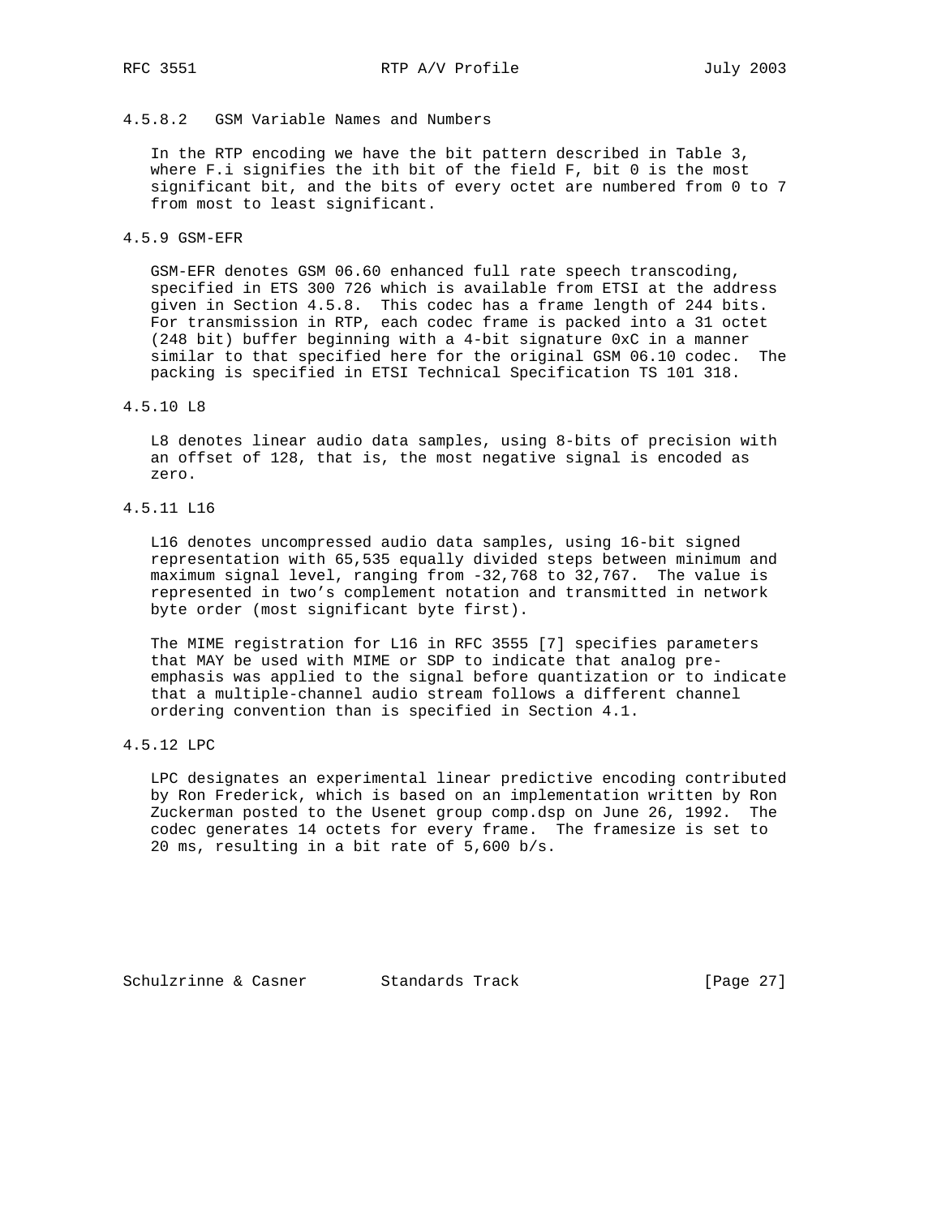#### 4.5.8.2 GSM Variable Names and Numbers

In the RTP encoding we have the bit pattern described in Table 3, where F.i signifies the ith bit of the field F, bit 0 is the most significant bit, and the bits of every octet are numbered from 0 to 7 from most to least significant.

### 4.5.9 GSM-EFR

GSM-EFR denotes GSM 06.60 enhanced full rate speech transcoding, specified in ETS 300 726 which is available from ETSI at the address given in Section 4.5.8. This codec has a frame length of 244 bits. For transmission in RTP, each codec frame is packed into a 31 octet (248 bit) buffer beginning with a 4-bit signature 0xC in a manner similar to that specified here for the original GSM 06.10 codec. The packing is specified in ETSI Technical Specification TS 101 318.

### 4.5.10 L8

L8 denotes linear audio data samples, using 8-bits of precision with an offset of 128, that is, the most negative signal is encoded as zero.

### 4.5.11 L16

L16 denotes uncompressed audio data samples, using 16-bit signed representation with 65,535 equally divided steps between minimum and maximum signal level, ranging from -32,768 to 32,767. The value is represented in two's complement notation and transmitted in network byte order (most significant byte first).

The MIME registration for L16 in RFC 3555 [7] specifies parameters that MAY be used with MIME or SDP to indicate that analog pre-emphasis was applied to the signal before quantization or to indicate that a multiple-channel audio stream follows a different channel ordering convention than is specified in Section 4.1.

### 4.5.12 LPC

LPC designates an experimental linear predictive encoding contributed by Ron Frederick, which is based on an implementation written by Ron Zuckerman posted to the Usenet group comp.dsp on June 26, 1992. The codec generates 14 octets for every frame. The framesize is set to 20 ms, resulting in a bit rate of 5,600 b/s.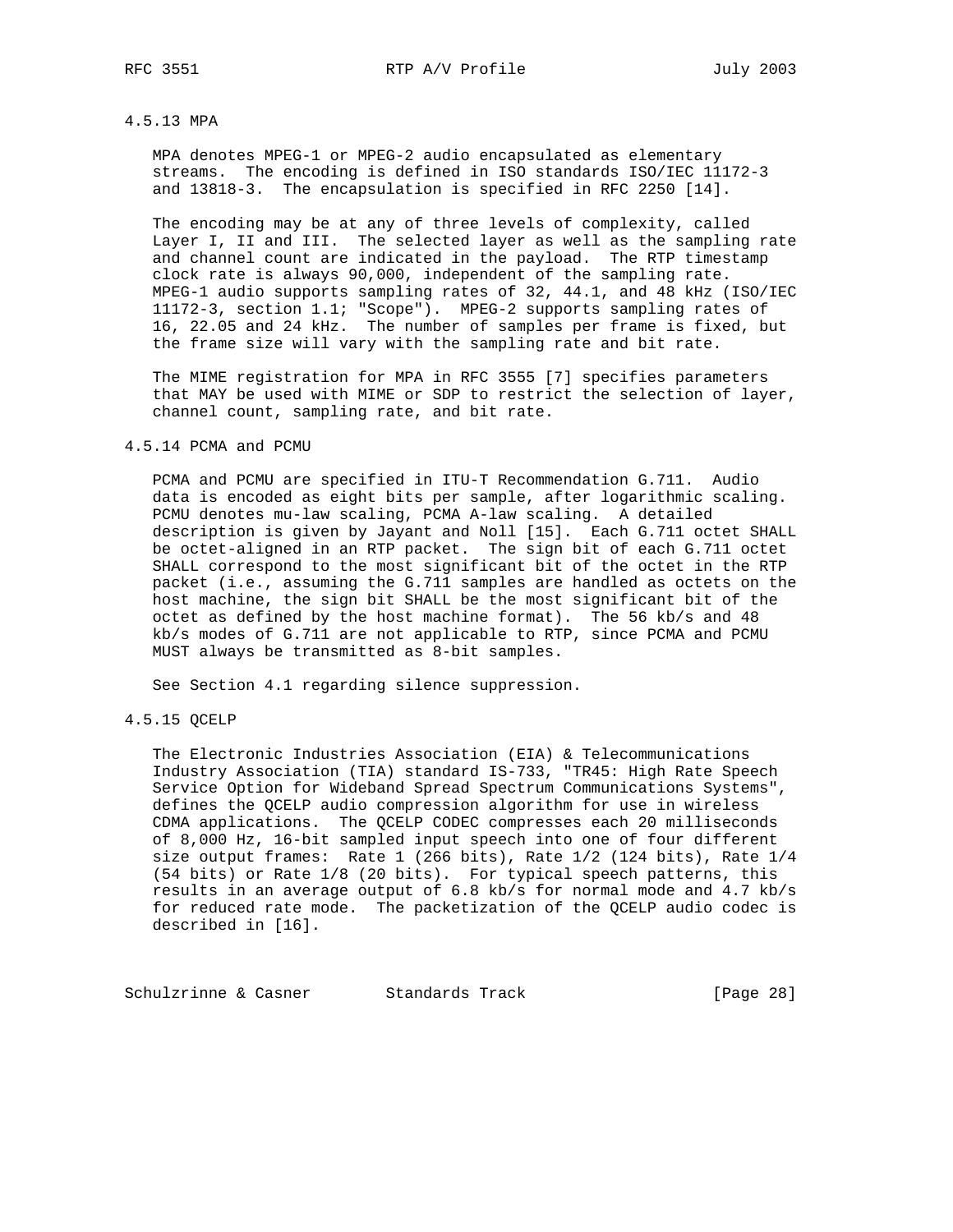### 4.5.13 MPA

MPA denotes MPEG-1 or MPEG-2 audio encapsulated as elementary streams. The encoding is defined in ISO standards ISO/IEC 11172-3 and 13818-3. The encapsulation is specified in RFC 2250 [14].

The encoding may be at any of three levels of complexity, called Layer I, II and III. The selected layer as well as the sampling rate and channel count are indicated in the payload. The RTP timestamp clock rate is always 90,000, independent of the sampling rate. MPEG-1 audio supports sampling rates of 32, 44.1, and 48 kHz (ISO/IEC 11172-3, section 1.1; "Scope"). MPEG-2 supports sampling rates of 16, 22.05 and 24 kHz. The number of samples per frame is fixed, but the frame size will vary with the sampling rate and bit rate.

The MIME registration for MPA in RFC 3555 [7] specifies parameters that MAY be used with MIME or SDP to restrict the selection of layer, channel count, sampling rate, and bit rate.

### 4.5.14 PCMA and PCMU

PCMA and PCMU are specified in ITU-T Recommendation G.711. Audio data is encoded as eight bits per sample, after logarithmic scaling. PCMU denotes mu-law scaling, PCMA A-law scaling. A detailed description is given by Jayant and Noll [15]. Each G.711 octet SHALL be octet-aligned in an RTP packet. The sign bit of each G.711 octet SHALL correspond to the most significant bit of the octet in the RTP packet (i.e., assuming the G.711 samples are handled as octets on the host machine, the sign bit SHALL be the most significant bit of the octet as defined by the host machine format). The 56 kb/s and 48 kb/s modes of G.711 are not applicable to RTP, since PCMA and PCMU MUST always be transmitted as 8-bit samples.

See Section 4.1 regarding silence suppression.

### 4.5.15 QCELP

The Electronic Industries Association (EIA) & Telecommunications Industry Association (TIA) standard IS-733, "TR45: High Rate Speech Service Option for Wideband Spread Spectrum Communications Systems", defines the QCELP audio compression algorithm for use in wireless CDMA applications. The QCELP CODEC compresses each 20 milliseconds of 8,000 Hz, 16-bit sampled input speech into one of four different size output frames: Rate 1 (266 bits), Rate 1/2 (124 bits), Rate 1/4 (54 bits) or Rate 1/8 (20 bits). For typical speech patterns, this results in an average output of 6.8 kb/s for normal mode and 4.7 kb/s for reduced rate mode. The packetization of the QCELP audio codec is described in [16].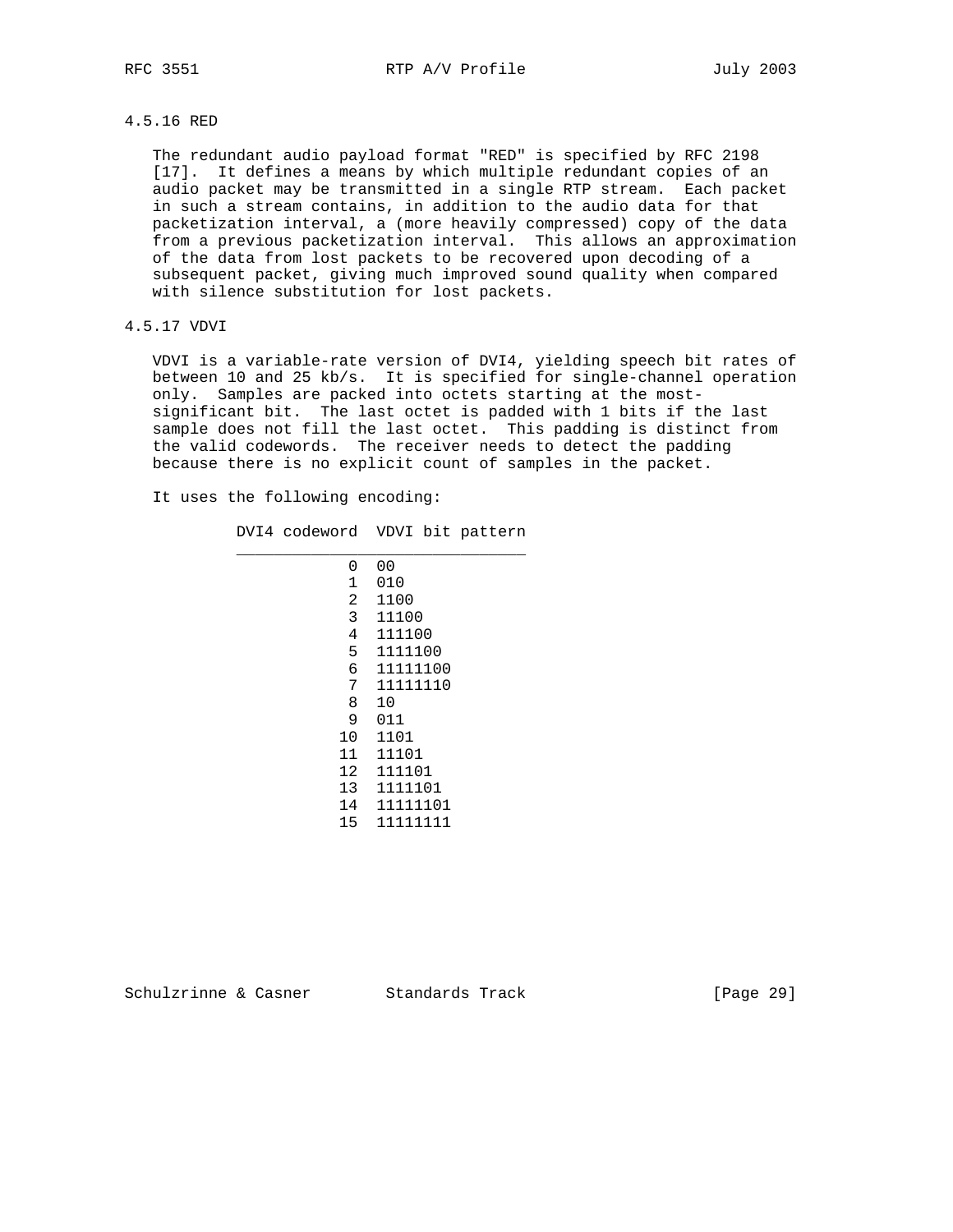### 4.5.16 RED

The redundant audio payload format "RED" is specified by RFC 2198 [17]. It defines a means by which multiple redundant copies of an audio packet may be transmitted in a single RTP stream. Each packet in such a stream contains, in addition to the audio data for that packetization interval, a (more heavily compressed) copy of the data from a previous packetization interval. This allows an approximation of the data from lost packets to be recovered upon decoding of a subsequent packet, giving much improved sound quality when compared with silence substitution for lost packets.

### 4.5.17 VDVI

VDVI is a variable-rate version of DVI4, yielding speech bit rates of between 10 and 25 kb/s. It is specified for single-channel operation only. Samples are packed into octets starting at the most-significant bit. The last octet is padded with 1 bits if the last sample does not fill the last octet. This padding is distinct from the valid codewords. The receiver needs to detect the padding because there is no explicit count of samples in the packet.

It uses the following encoding:

| DVI4 codeword | VDVI bit pattern |
|---|---|
| 0 | 00 |
| 1 | 010 |
| 2 | 1100 |
| 3 | 11100 |
| 4 | 111100 |
| 5 | 1111100 |
| 6 | 11111100 |
| 7 | 11111110 |
| 8 | 10 |
| 9 | 011 |
| 10 | 1101 |
| 11 | 11101 |
| 12 | 111101 |
| 13 | 1111101 |
| 14 | 11111101 |
| 15 | 11111111 |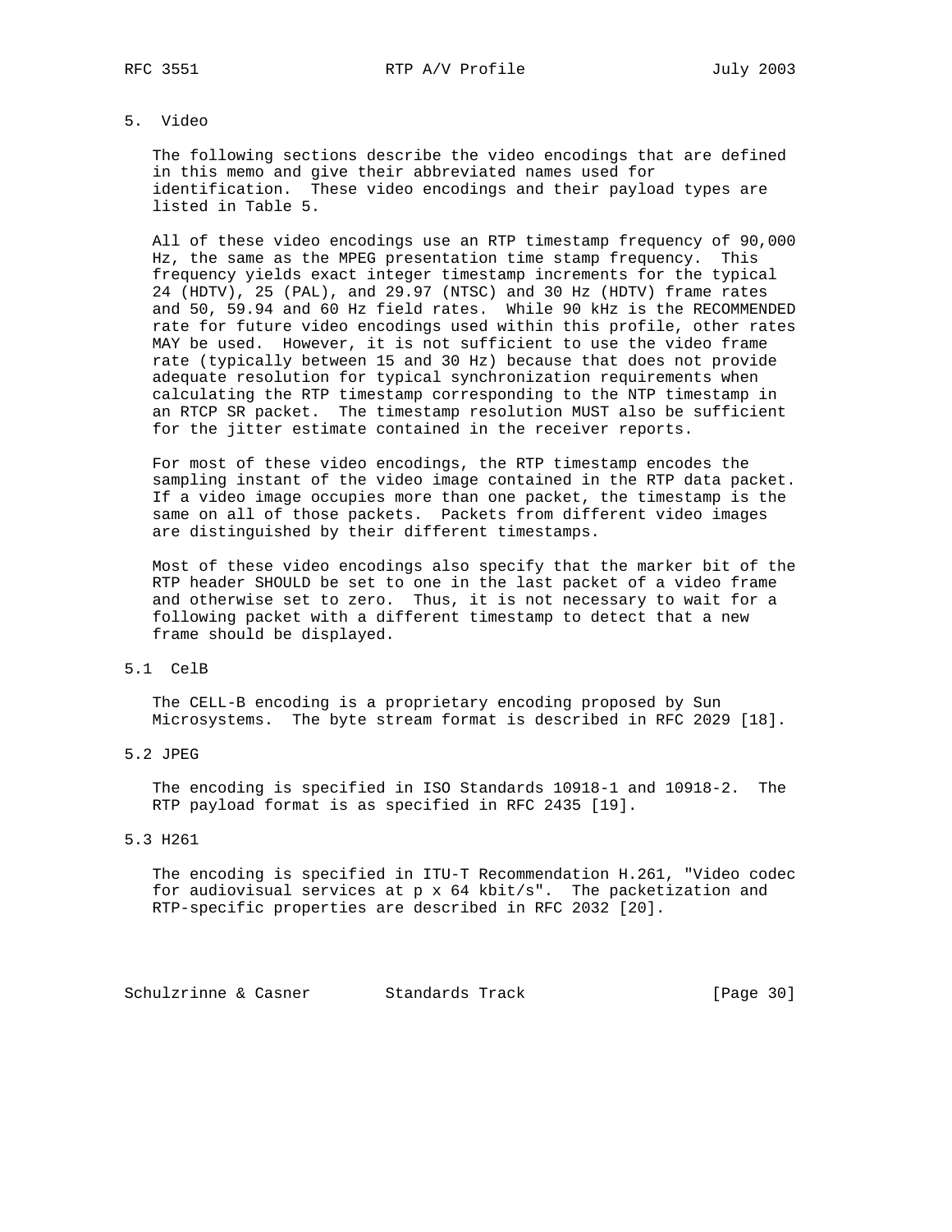## 5. Video

The following sections describe the video encodings that are defined in this memo and give their abbreviated names used for identification. These video encodings and their payload types are listed in Table 5.

All of these video encodings use an RTP timestamp frequency of 90,000 Hz, the same as the MPEG presentation time stamp frequency. This frequency yields exact integer timestamp increments for the typical 24 (HDTV), 25 (PAL), and 29.97 (NTSC) and 30 Hz (HDTV) frame rates and 50, 59.94 and 60 Hz field rates. While 90 kHz is the RECOMMENDED rate for future video encodings used within this profile, other rates MAY be used. However, it is not sufficient to use the video frame rate (typically between 15 and 30 Hz) because that does not provide adequate resolution for typical synchronization requirements when calculating the RTP timestamp corresponding to the NTP timestamp in an RTCP SR packet. The timestamp resolution MUST also be sufficient for the jitter estimate contained in the receiver reports.

For most of these video encodings, the RTP timestamp encodes the sampling instant of the video image contained in the RTP data packet. If a video image occupies more than one packet, the timestamp is the same on all of those packets. Packets from different video images are distinguished by their different timestamps.

Most of these video encodings also specify that the marker bit of the RTP header SHOULD be set to one in the last packet of a video frame and otherwise set to zero. Thus, it is not necessary to wait for a following packet with a different timestamp to detect that a new frame should be displayed.

### 5.1 CelB

The CELL-B encoding is a proprietary encoding proposed by Sun Microsystems. The byte stream format is described in RFC 2029 [18].

### 5.2 JPEG

The encoding is specified in ISO Standards 10918-1 and 10918-2. The RTP payload format is as specified in RFC 2435 [19].

### 5.3 H261

The encoding is specified in ITU-T Recommendation H.261, "Video codec for audiovisual services at p x 64 kbit/s". The packetization and RTP-specific properties are described in RFC 2032 [20].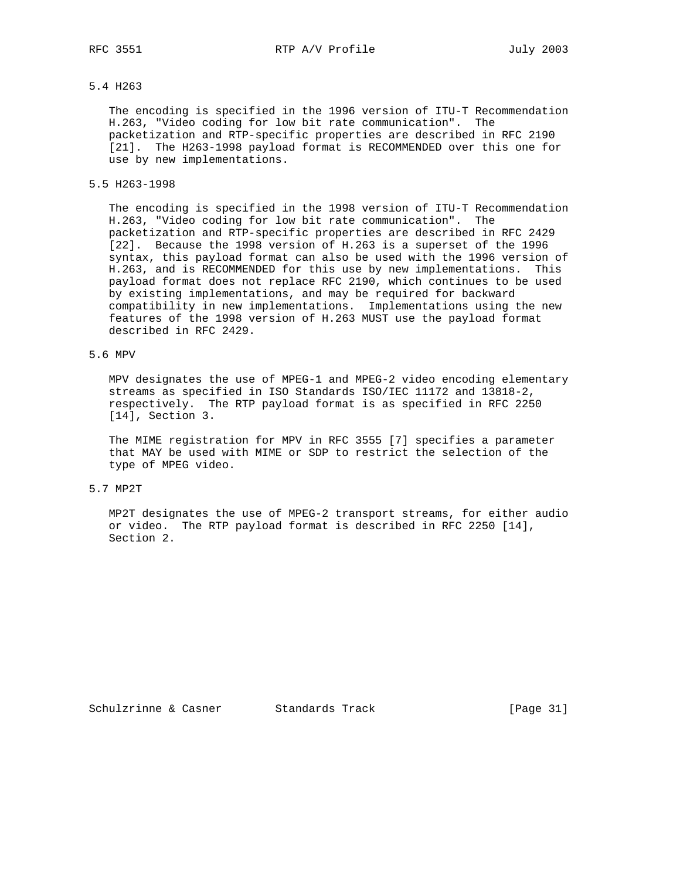### 5.4 H263

The encoding is specified in the 1996 version of ITU-T Recommendation H.263, "Video coding for low bit rate communication". The packetization and RTP-specific properties are described in RFC 2190 [21]. The H263-1998 payload format is RECOMMENDED over this one for use by new implementations.

### 5.5 H263-1998

The encoding is specified in the 1998 version of ITU-T Recommendation H.263, "Video coding for low bit rate communication". The packetization and RTP-specific properties are described in RFC 2429 [22]. Because the 1998 version of H.263 is a superset of the 1996 syntax, this payload format can also be used with the 1996 version of H.263, and is RECOMMENDED for this use by new implementations. This payload format does not replace RFC 2190, which continues to be used by existing implementations, and may be required for backward compatibility in new implementations. Implementations using the new features of the 1998 version of H.263 MUST use the payload format described in RFC 2429.

### 5.6 MPV

MPV designates the use of MPEG-1 and MPEG-2 video encoding elementary streams as specified in ISO Standards ISO/IEC 11172 and 13818-2, respectively. The RTP payload format is as specified in RFC 2250 [14], Section 3.

The MIME registration for MPV in RFC 3555 [7] specifies a parameter that MAY be used with MIME or SDP to restrict the selection of the type of MPEG video.

### 5.7 MP2T

MP2T designates the use of MPEG-2 transport streams, for either audio or video. The RTP payload format is described in RFC 2250 [14], Section 2.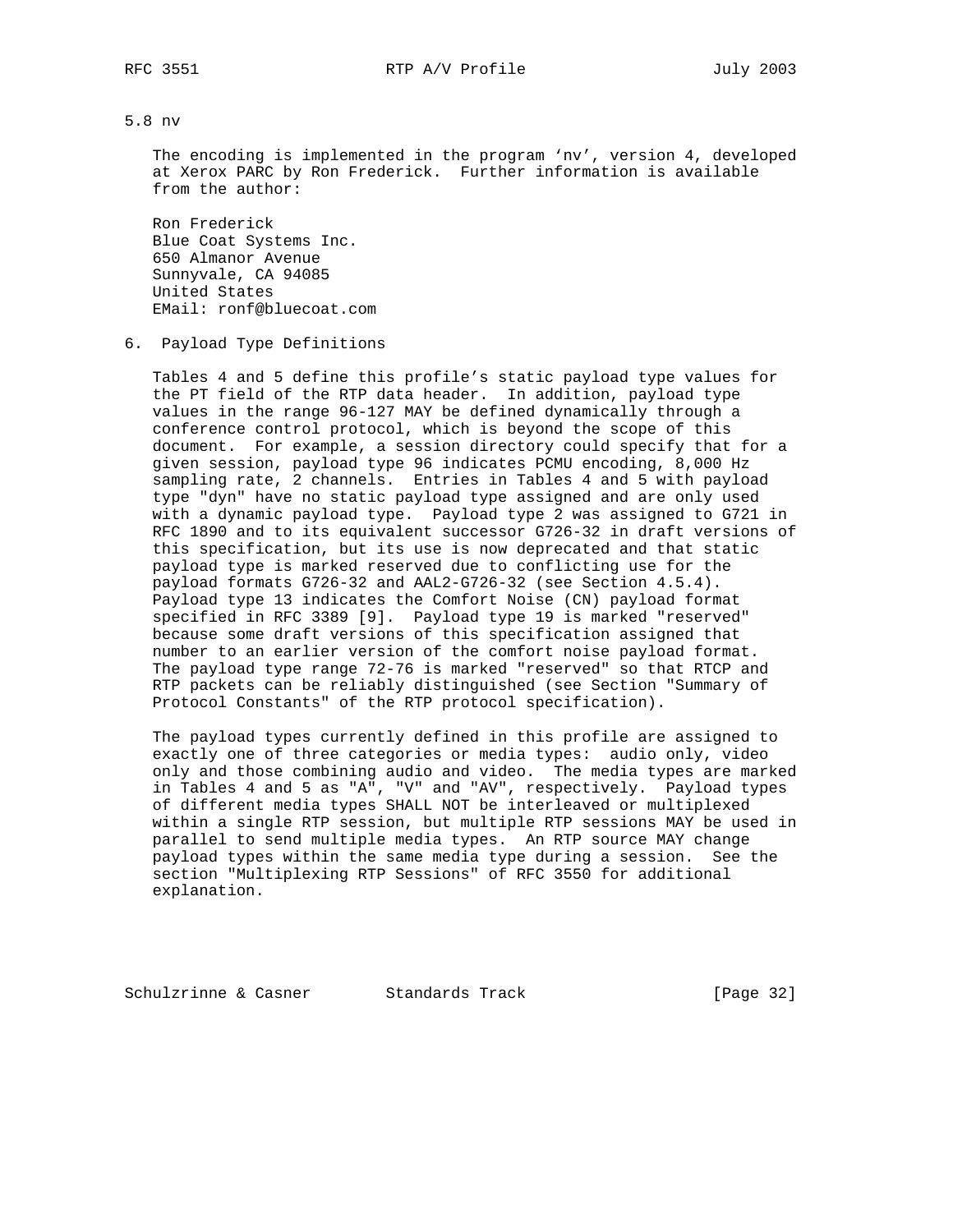### 5.8 nv

The encoding is implemented in the program 'nv', version 4, developed at Xerox PARC by Ron Frederick. Further information is available from the author:

Ron Frederick
Blue Coat Systems Inc.
650 Almanor Avenue
Sunnyvale, CA 94085
United States
EMail: ronf@bluecoat.com

## 6. Payload Type Definitions

Tables 4 and 5 define this profile's static payload type values for the PT field of the RTP data header. In addition, payload type values in the range 96-127 MAY be defined dynamically through a conference control protocol, which is beyond the scope of this document. For example, a session directory could specify that for a given session, payload type 96 indicates PCMU encoding, 8,000 Hz sampling rate, 2 channels. Entries in Tables 4 and 5 with payload type "dyn" have no static payload type assigned and are only used with a dynamic payload type. Payload type 2 was assigned to G721 in RFC 1890 and to its equivalent successor G726-32 in draft versions of this specification, but its use is now deprecated and that static payload type is marked reserved due to conflicting use for the payload formats G726-32 and AAL2-G726-32 (see Section 4.5.4). Payload type 13 indicates the Comfort Noise (CN) payload format specified in RFC 3389 [9]. Payload type 19 is marked "reserved" because some draft versions of this specification assigned that number to an earlier version of the comfort noise payload format. The payload type range 72-76 is marked "reserved" so that RTCP and RTP packets can be reliably distinguished (see Section "Summary of Protocol Constants" of the RTP protocol specification).

The payload types currently defined in this profile are assigned to exactly one of three categories or media types: audio only, video only and those combining audio and video. The media types are marked in Tables 4 and 5 as "A", "V" and "AV", respectively. Payload types of different media types SHALL NOT be interleaved or multiplexed within a single RTP session, but multiple RTP sessions MAY be used in parallel to send multiple media types. An RTP source MAY change payload types within the same media type during a session. See the section "Multiplexing RTP Sessions" of RFC 3550 for additional explanation.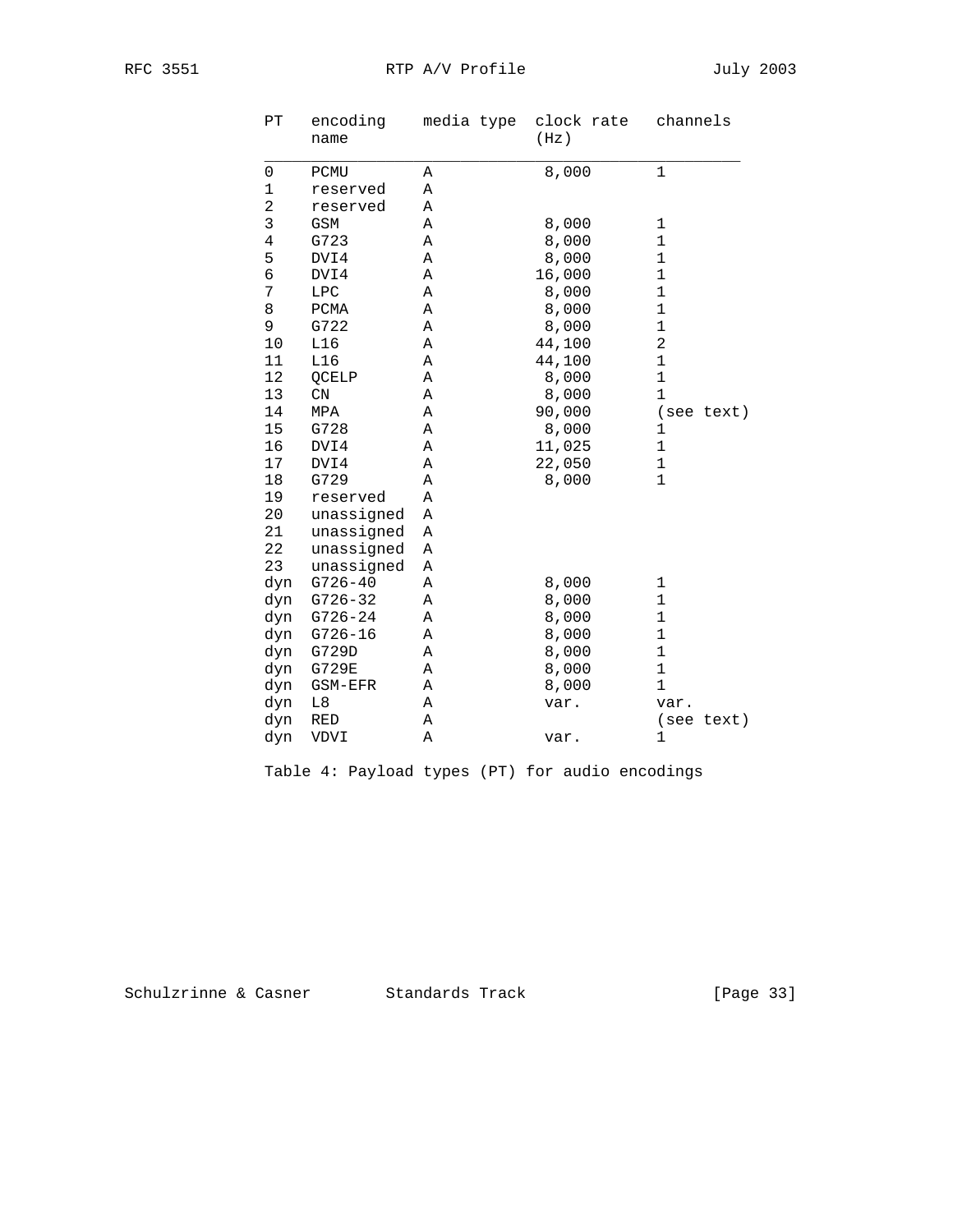| PT | encoding name | media type | clock rate (Hz) | channels |
|---|---|---|---|---|
| 0 | PCMU | A | 8,000 | 1 |
| 1 | reserved | A | | |
| 2 | reserved | A | | |
| 3 | GSM | A | 8,000 | 1 |
| 4 | G723 | A | 8,000 | 1 |
| 5 | DVI4 | A | 8,000 | 1 |
| 6 | DVI4 | A | 16,000 | 1 |
| 7 | LPC | A | 8,000 | 1 |
| 8 | PCMA | A | 8,000 | 1 |
| 9 | G722 | A | 8,000 | 1 |
| 10 | L16 | A | 44,100 | 2 |
| 11 | L16 | A | 44,100 | 1 |
| 12 | QCELP | A | 8,000 | 1 |
| 13 | CN | A | 8,000 | 1 |
| 14 | MPA | A | 90,000 | (see text) |
| 15 | G728 | A | 8,000 | 1 |
| 16 | DVI4 | A | 11,025 | 1 |
| 17 | DVI4 | A | 22,050 | 1 |
| 18 | G729 | A | 8,000 | 1 |
| 19 | reserved | A | | |
| 20 | unassigned | A | | |
| 21 | unassigned | A | | |
| 22 | unassigned | A | | |
| 23 | unassigned | A | | |
| dyn | G726-40 | A | 8,000 | 1 |
| dyn | G726-32 | A | 8,000 | 1 |
| dyn | G726-24 | A | 8,000 | 1 |
| dyn | G726-16 | A | 8,000 | 1 |
| dyn | G729D | A | 8,000 | 1 |
| dyn | G729E | A | 8,000 | 1 |
| dyn | GSM-EFR | A | 8,000 | 1 |
| dyn | L8 | A | var. | var. |
| dyn | RED | A | | (see text) |
| dyn | VDVI | A | var. | 1 |

Table 4: Payload types (PT) for audio encodings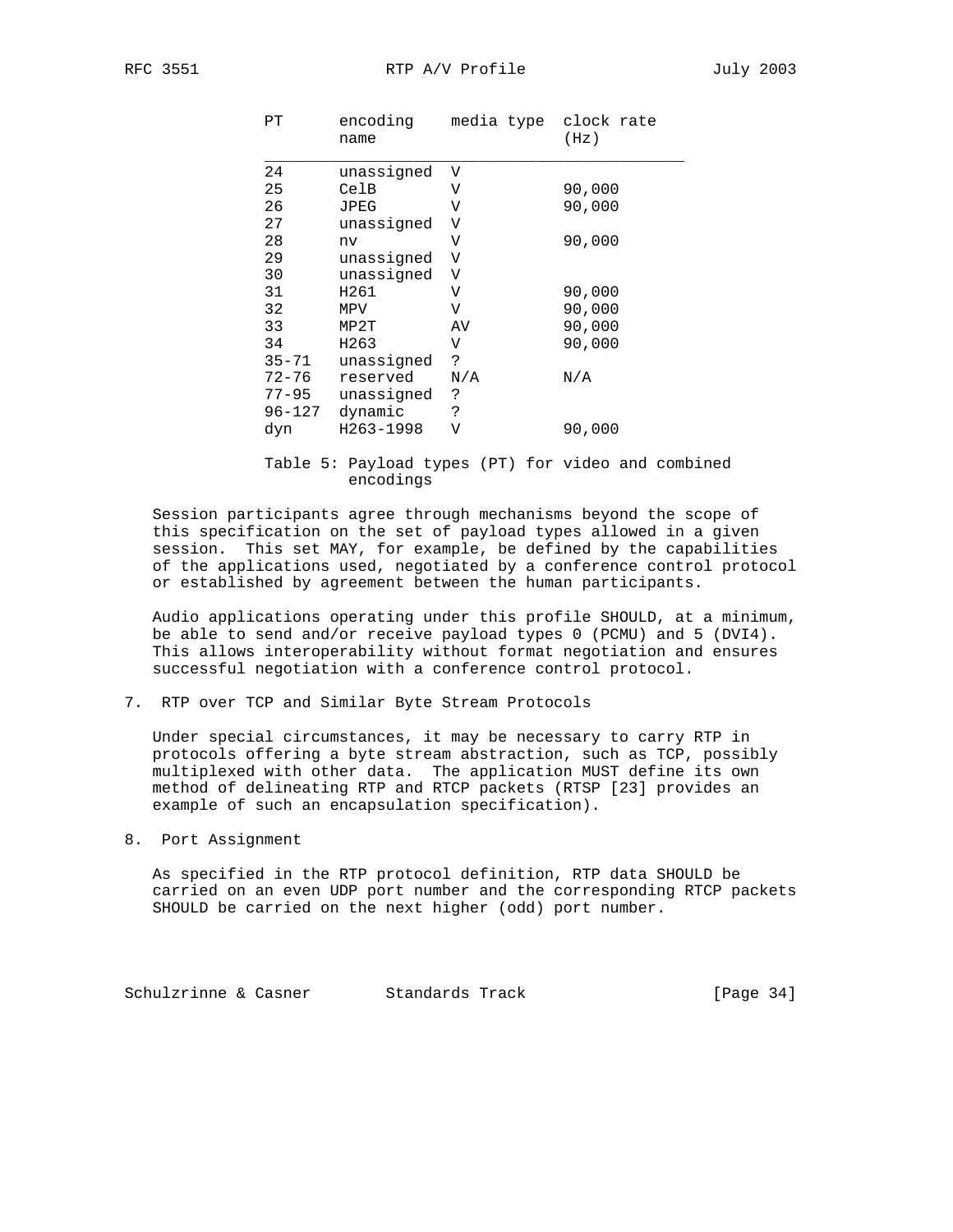| PT | encoding name | media type | clock rate (Hz) |
|---|---|---|---|
| 24 | unassigned | V | |
| 25 | CelB | V | 90,000 |
| 26 | JPEG | V | 90,000 |
| 27 | unassigned | V | |
| 28 | nv | V | 90,000 |
| 29 | unassigned | V | |
| 30 | unassigned | V | |
| 31 | H261 | V | 90,000 |
| 32 | MPV | V | 90,000 |
| 33 | MP2T | AV | 90,000 |
| 34 | H263 | V | 90,000 |
| 35-71 | unassigned | ? | |
| 72-76 | reserved | N/A | N/A |
| 77-95 | unassigned | ? | |
| 96-127 | dynamic | ? | |
| dyn | H263-1998 | V | 90,000 |

Table 5: Payload types (PT) for video and combined encodings

Session participants agree through mechanisms beyond the scope of this specification on the set of payload types allowed in a given session. This set MAY, for example, be defined by the capabilities of the applications used, negotiated by a conference control protocol or established by agreement between the human participants.

Audio applications operating under this profile SHOULD, at a minimum, be able to send and/or receive payload types 0 (PCMU) and 5 (DVI4). This allows interoperability without format negotiation and ensures successful negotiation with a conference control protocol.

## 7. RTP over TCP and Similar Byte Stream Protocols

Under special circumstances, it may be necessary to carry RTP in protocols offering a byte stream abstraction, such as TCP, possibly multiplexed with other data. The application MUST define its own method of delineating RTP and RTCP packets (RTSP [23] provides an example of such an encapsulation specification).

## 8. Port Assignment

As specified in the RTP protocol definition, RTP data SHOULD be carried on an even UDP port number and the corresponding RTCP packets SHOULD be carried on the next higher (odd) port number.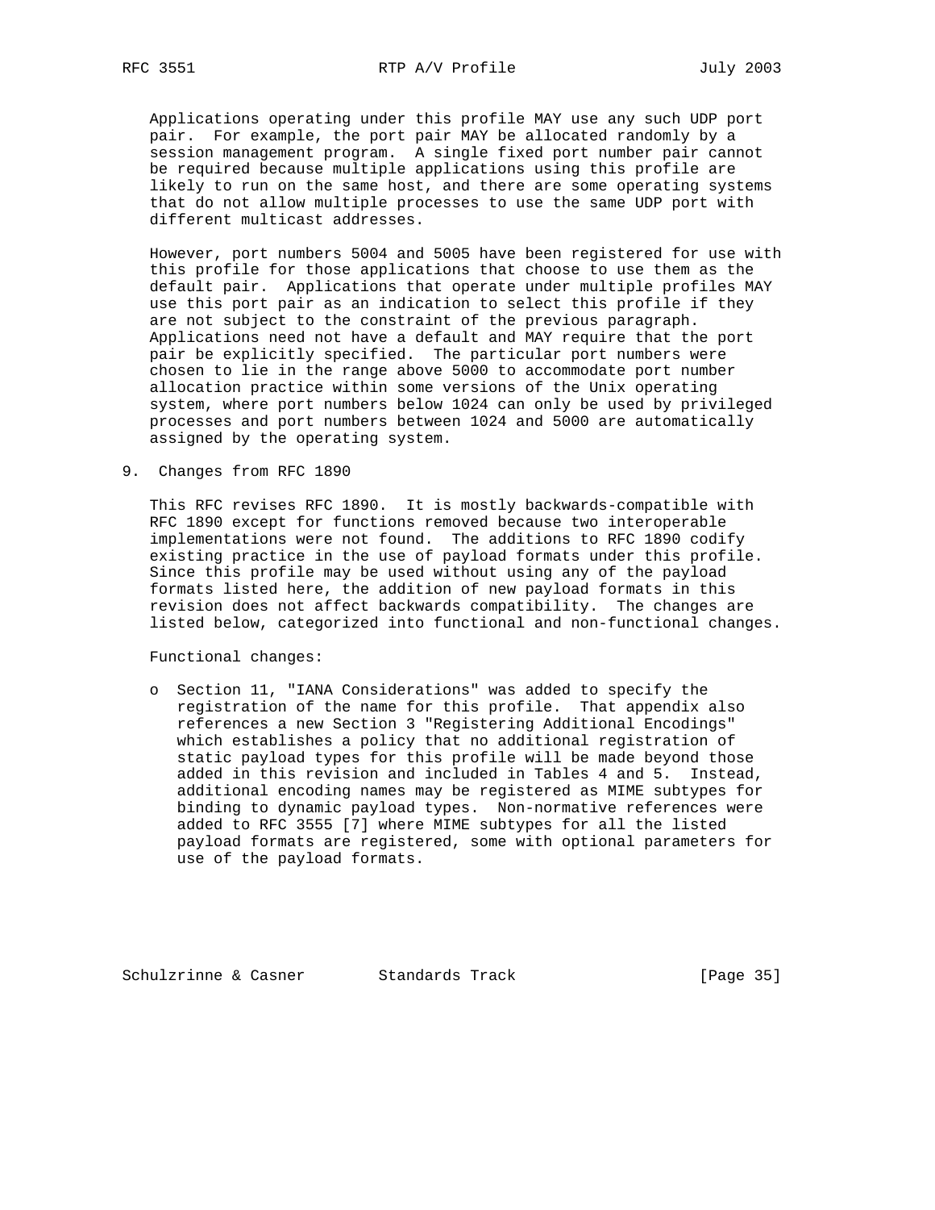Applications operating under this profile MAY use any such UDP port pair. For example, the port pair MAY be allocated randomly by a session management program. A single fixed port number pair cannot be required because multiple applications using this profile are likely to run on the same host, and there are some operating systems that do not allow multiple processes to use the same UDP port with different multicast addresses.

However, port numbers 5004 and 5005 have been registered for use with this profile for those applications that choose to use them as the default pair. Applications that operate under multiple profiles MAY use this port pair as an indication to select this profile if they are not subject to the constraint of the previous paragraph. Applications need not have a default and MAY require that the port pair be explicitly specified. The particular port numbers were chosen to lie in the range above 5000 to accommodate port number allocation practice within some versions of the Unix operating system, where port numbers below 1024 can only be used by privileged processes and port numbers between 1024 and 5000 are automatically assigned by the operating system.

## 9. Changes from RFC 1890

This RFC revises RFC 1890. It is mostly backwards-compatible with RFC 1890 except for functions removed because two interoperable implementations were not found. The additions to RFC 1890 codify existing practice in the use of payload formats under this profile. Since this profile may be used without using any of the payload formats listed here, the addition of new payload formats in this revision does not affect backwards compatibility. The changes are listed below, categorized into functional and non-functional changes.

Functional changes:

- Section 11, "IANA Considerations" was added to specify the registration of the name for this profile. That appendix also references a new Section 3 "Registering Additional Encodings" which establishes a policy that no additional registration of static payload types for this profile will be made beyond those added in this revision and included in Tables 4 and 5. Instead, additional encoding names may be registered as MIME subtypes for binding to dynamic payload types. Non-normative references were added to RFC 3555 [7] where MIME subtypes for all the listed payload formats are registered, some with optional parameters for use of the payload formats.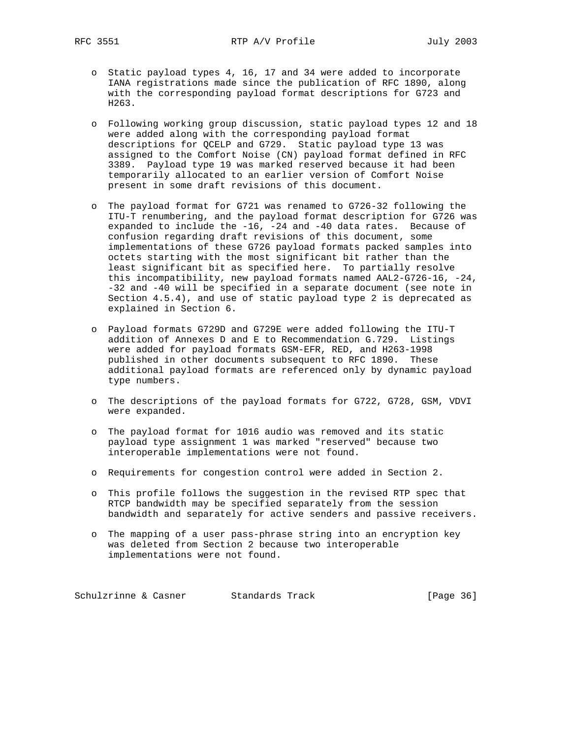- Static payload types 4, 16, 17 and 34 were added to incorporate IANA registrations made since the publication of RFC 1890, along with the corresponding payload format descriptions for G723 and H263.

- Following working group discussion, static payload types 12 and 18 were added along with the corresponding payload format descriptions for QCELP and G729. Static payload type 13 was assigned to the Comfort Noise (CN) payload format defined in RFC 3389. Payload type 19 was marked reserved because it had been temporarily allocated to an earlier version of Comfort Noise present in some draft revisions of this document.

- The payload format for G721 was renamed to G726-32 following the ITU-T renumbering, and the payload format description for G726 was expanded to include the -16, -24 and -40 data rates. Because of confusion regarding draft revisions of this document, some implementations of these G726 payload formats packed samples into octets starting with the most significant bit rather than the least significant bit as specified here. To partially resolve this incompatibility, new payload formats named AAL2-G726-16, -24, -32 and -40 will be specified in a separate document (see note in Section 4.5.4), and use of static payload type 2 is deprecated as explained in Section 6.

- Payload formats G729D and G729E were added following the ITU-T addition of Annexes D and E to Recommendation G.729. Listings were added for payload formats GSM-EFR, RED, and H263-1998 published in other documents subsequent to RFC 1890. These additional payload formats are referenced only by dynamic payload type numbers.

- The descriptions of the payload formats for G722, G728, GSM, VDVI were expanded.

- The payload format for 1016 audio was removed and its static payload type assignment 1 was marked "reserved" because two interoperable implementations were not found.

- Requirements for congestion control were added in Section 2.

- This profile follows the suggestion in the revised RTP spec that RTCP bandwidth may be specified separately from the session bandwidth and separately for active senders and passive receivers.

- The mapping of a user pass-phrase string into an encryption key was deleted from Section 2 because two interoperable implementations were not found.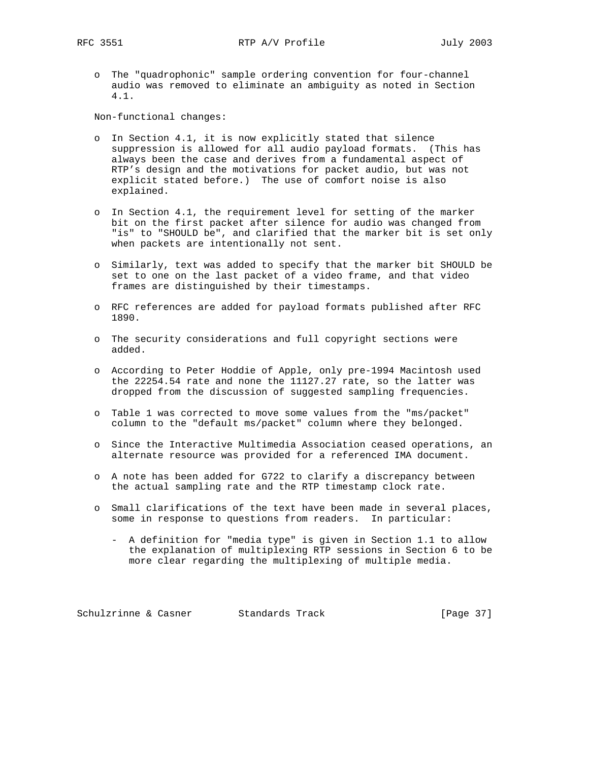- The "quadrophonic" sample ordering convention for four-channel audio was removed to eliminate an ambiguity as noted in Section 4.1.

Non-functional changes:

- In Section 4.1, it is now explicitly stated that silence suppression is allowed for all audio payload formats. (This has always been the case and derives from a fundamental aspect of RTP's design and the motivations for packet audio, but was not explicit stated before.) The use of comfort noise is also explained.

- In Section 4.1, the requirement level for setting of the marker bit on the first packet after silence for audio was changed from "is" to "SHOULD be", and clarified that the marker bit is set only when packets are intentionally not sent.

- Similarly, text was added to specify that the marker bit SHOULD be set to one on the last packet of a video frame, and that video frames are distinguished by their timestamps.

- RFC references are added for payload formats published after RFC 1890.

- The security considerations and full copyright sections were added.

- According to Peter Hoddie of Apple, only pre-1994 Macintosh used the 22254.54 rate and none the 11127.27 rate, so the latter was dropped from the discussion of suggested sampling frequencies.

- Table 1 was corrected to move some values from the "ms/packet" column to the "default ms/packet" column where they belonged.

- Since the Interactive Multimedia Association ceased operations, an alternate resource was provided for a referenced IMA document.

- A note has been added for G722 to clarify a discrepancy between the actual sampling rate and the RTP timestamp clock rate.

- Small clarifications of the text have been made in several places, some in response to questions from readers. In particular:

  - A definition for "media type" is given in Section 1.1 to allow the explanation of multiplexing RTP sessions in Section 6 to be more clear regarding the multiplexing of multiple media.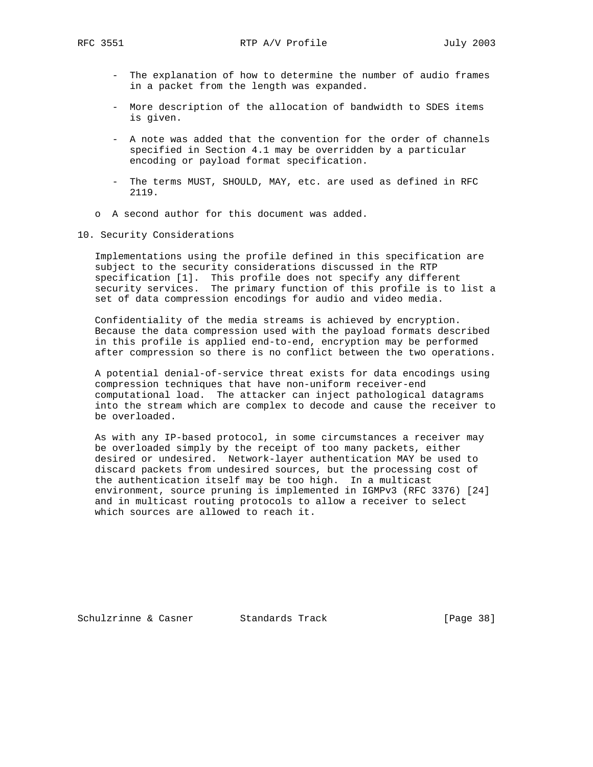- The explanation of how to determine the number of audio frames in a packet from the length was expanded.

- More description of the allocation of bandwidth to SDES items is given.

- A note was added that the convention for the order of channels specified in Section 4.1 may be overridden by a particular encoding or payload format specification.

- The terms MUST, SHOULD, MAY, etc. are used as defined in RFC 2119.

o A second author for this document was added.

## 10. Security Considerations

Implementations using the profile defined in this specification are subject to the security considerations discussed in the RTP specification [1]. This profile does not specify any different security services. The primary function of this profile is to list a set of data compression encodings for audio and video media.

Confidentiality of the media streams is achieved by encryption. Because the data compression used with the payload formats described in this profile is applied end-to-end, encryption may be performed after compression so there is no conflict between the two operations.

A potential denial-of-service threat exists for data encodings using compression techniques that have non-uniform receiver-end computational load. The attacker can inject pathological datagrams into the stream which are complex to decode and cause the receiver to be overloaded.

As with any IP-based protocol, in some circumstances a receiver may be overloaded simply by the receipt of too many packets, either desired or undesired. Network-layer authentication MAY be used to discard packets from undesired sources, but the processing cost of the authentication itself may be too high. In a multicast environment, source pruning is implemented in IGMPv3 (RFC 3376) [24] and in multicast routing protocols to allow a receiver to select which sources are allowed to reach it.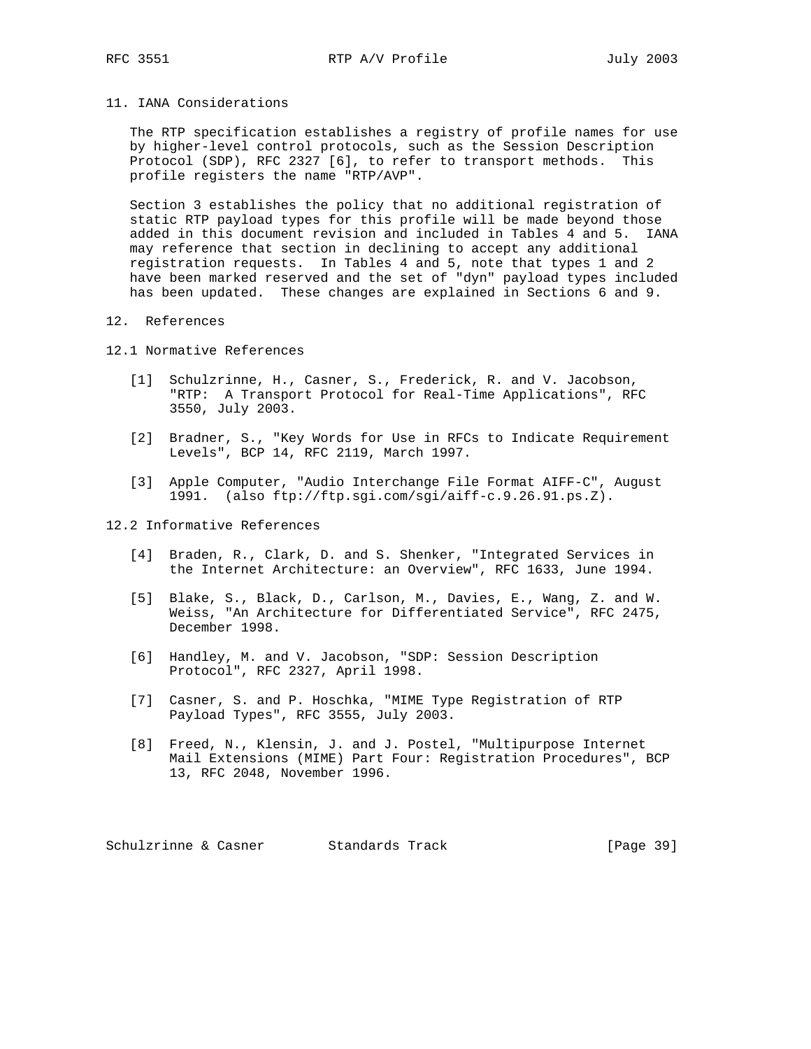## 11. IANA Considerations

The RTP specification establishes a registry of profile names for use by higher-level control protocols, such as the Session Description Protocol (SDP), RFC 2327 [6], to refer to transport methods. This profile registers the name "RTP/AVP".

Section 3 establishes the policy that no additional registration of static RTP payload types for this profile will be made beyond those added in this document revision and included in Tables 4 and 5. IANA may reference that section in declining to accept any additional registration requests. In Tables 4 and 5, note that types 1 and 2 have been marked reserved and the set of "dyn" payload types included has been updated. These changes are explained in Sections 6 and 9.

## 12. References

### 12.1 Normative References

[1] Schulzrinne, H., Casner, S., Frederick, R. and V. Jacobson, "RTP: A Transport Protocol for Real-Time Applications", RFC 3550, July 2003.

[2] Bradner, S., "Key Words for Use in RFCs to Indicate Requirement Levels", BCP 14, RFC 2119, March 1997.

[3] Apple Computer, "Audio Interchange File Format AIFF-C", August 1991. (also ftp://ftp.sgi.com/sgi/aiff-c.9.26.91.ps.Z).

### 12.2 Informative References

[4] Braden, R., Clark, D. and S. Shenker, "Integrated Services in the Internet Architecture: an Overview", RFC 1633, June 1994.

[5] Blake, S., Black, D., Carlson, M., Davies, E., Wang, Z. and W. Weiss, "An Architecture for Differentiated Service", RFC 2475, December 1998.

[6] Handley, M. and V. Jacobson, "SDP: Session Description Protocol", RFC 2327, April 1998.

[7] Casner, S. and P. Hoschka, "MIME Type Registration of RTP Payload Types", RFC 3555, July 2003.

[8] Freed, N., Klensin, J. and J. Postel, "Multipurpose Internet Mail Extensions (MIME) Part Four: Registration Procedures", BCP 13, RFC 2048, November 1996.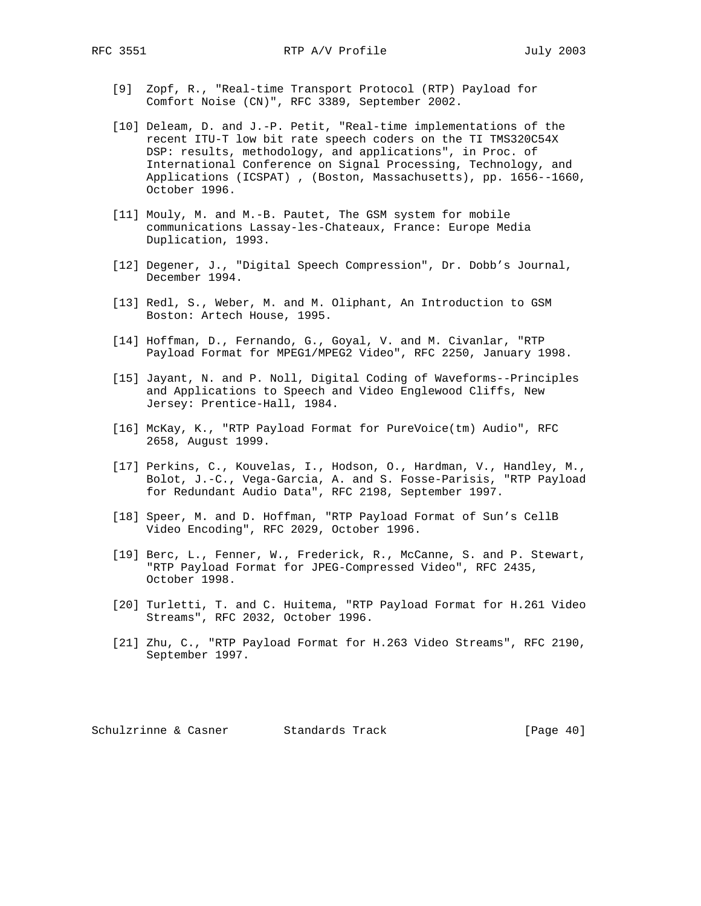[9] Zopf, R., "Real-time Transport Protocol (RTP) Payload for Comfort Noise (CN)", RFC 3389, September 2002.

[10] Deleam, D. and J.-P. Petit, "Real-time implementations of the recent ITU-T low bit rate speech coders on the TI TMS320C54X DSP: results, methodology, and applications", in Proc. of International Conference on Signal Processing, Technology, and Applications (ICSPAT) , (Boston, Massachusetts), pp. 1656--1660, October 1996.

[11] Mouly, M. and M.-B. Pautet, The GSM system for mobile communications Lassay-les-Chateaux, France: Europe Media Duplication, 1993.

[12] Degener, J., "Digital Speech Compression", Dr. Dobb's Journal, December 1994.

[13] Redl, S., Weber, M. and M. Oliphant, An Introduction to GSM Boston: Artech House, 1995.

[14] Hoffman, D., Fernando, G., Goyal, V. and M. Civanlar, "RTP Payload Format for MPEG1/MPEG2 Video", RFC 2250, January 1998.

[15] Jayant, N. and P. Noll, Digital Coding of Waveforms--Principles and Applications to Speech and Video Englewood Cliffs, New Jersey: Prentice-Hall, 1984.

[16] McKay, K., "RTP Payload Format for PureVoice(tm) Audio", RFC 2658, August 1999.

[17] Perkins, C., Kouvelas, I., Hodson, O., Hardman, V., Handley, M., Bolot, J.-C., Vega-Garcia, A. and S. Fosse-Parisis, "RTP Payload for Redundant Audio Data", RFC 2198, September 1997.

[18] Speer, M. and D. Hoffman, "RTP Payload Format of Sun's CellB Video Encoding", RFC 2029, October 1996.

[19] Berc, L., Fenner, W., Frederick, R., McCanne, S. and P. Stewart, "RTP Payload Format for JPEG-Compressed Video", RFC 2435, October 1998.

[20] Turletti, T. and C. Huitema, "RTP Payload Format for H.261 Video Streams", RFC 2032, October 1996.

[21] Zhu, C., "RTP Payload Format for H.263 Video Streams", RFC 2190, September 1997.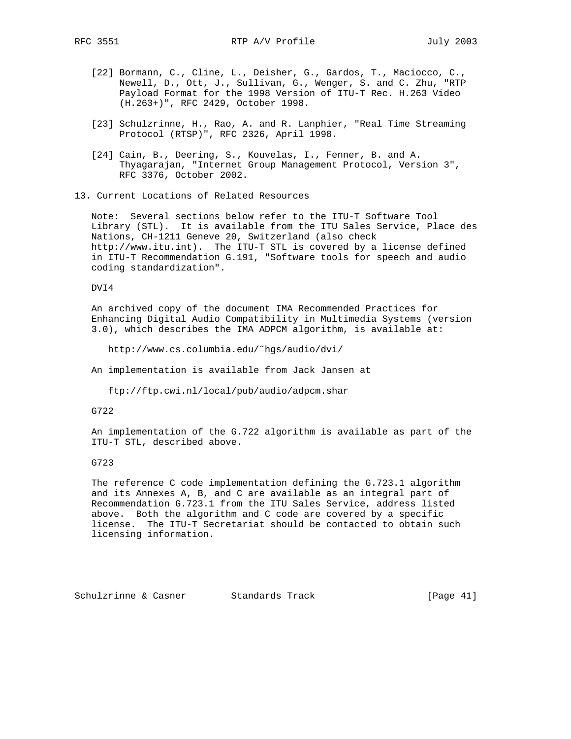[22] Bormann, C., Cline, L., Deisher, G., Gardos, T., Maciocco, C., Newell, D., Ott, J., Sullivan, G., Wenger, S. and C. Zhu, "RTP Payload Format for the 1998 Version of ITU-T Rec. H.263 Video (H.263+)", RFC 2429, October 1998.

[23] Schulzrinne, H., Rao, A. and R. Lanphier, "Real Time Streaming Protocol (RTSP)", RFC 2326, April 1998.

[24] Cain, B., Deering, S., Kouvelas, I., Fenner, B. and A. Thyagarajan, "Internet Group Management Protocol, Version 3", RFC 3376, October 2002.

## 13. Current Locations of Related Resources

Note: Several sections below refer to the ITU-T Software Tool Library (STL). It is available from the ITU Sales Service, Place des Nations, CH-1211 Geneve 20, Switzerland (also check http://www.itu.int). The ITU-T STL is covered by a license defined in ITU-T Recommendation G.191, "Software tools for speech and audio coding standardization".

DVI4

An archived copy of the document IMA Recommended Practices for Enhancing Digital Audio Compatibility in Multimedia Systems (version 3.0), which describes the IMA ADPCM algorithm, is available at:

http://www.cs.columbia.edu/~hgs/audio/dvi/

An implementation is available from Jack Jansen at

ftp://ftp.cwi.nl/local/pub/audio/adpcm.shar

G722

An implementation of the G.722 algorithm is available as part of the ITU-T STL, described above.

G723

The reference C code implementation defining the G.723.1 algorithm and its Annexes A, B, and C are available as an integral part of Recommendation G.723.1 from the ITU Sales Service, address listed above. Both the algorithm and C code are covered by a specific license. The ITU-T Secretariat should be contacted to obtain such licensing information.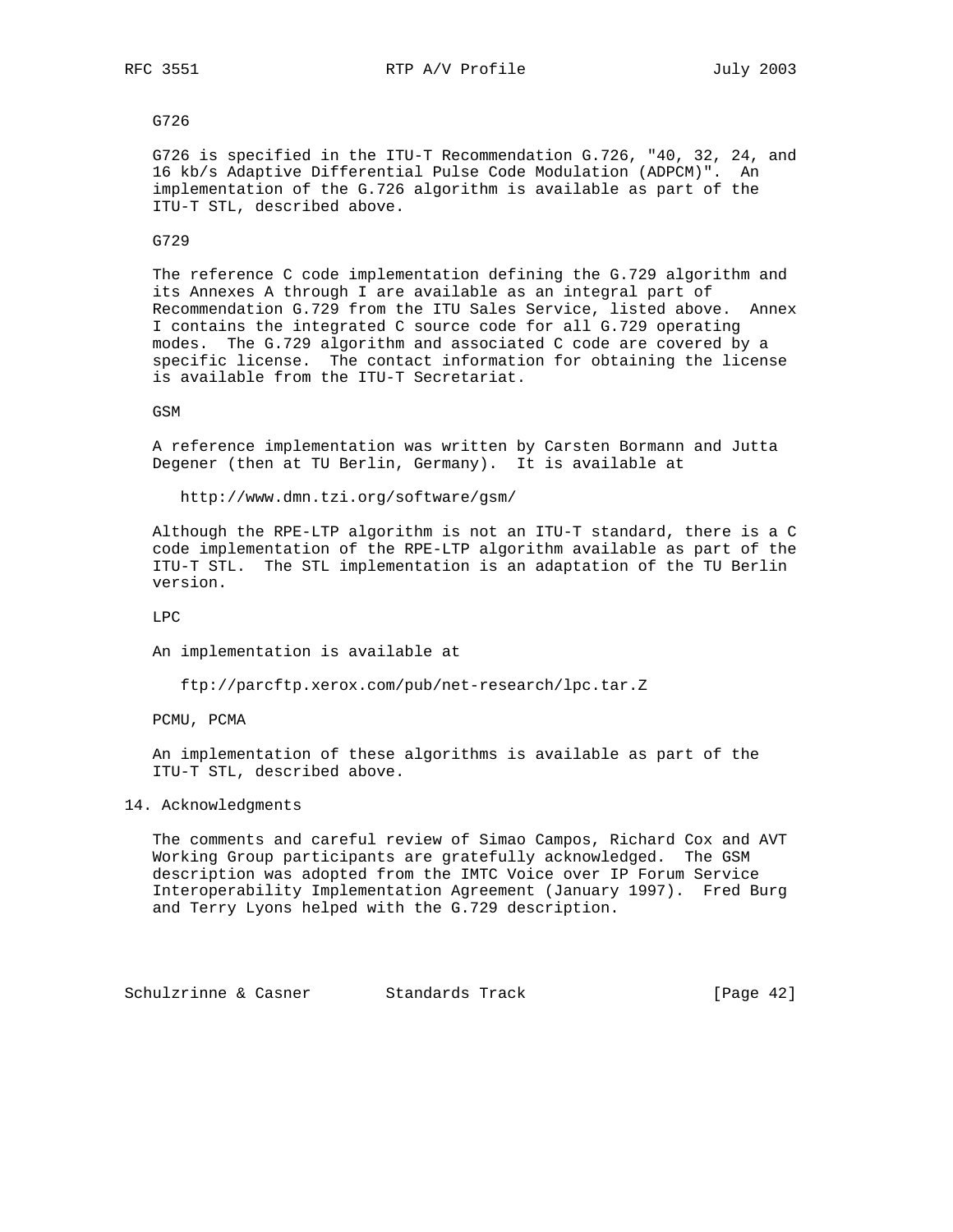G726

G726 is specified in the ITU-T Recommendation G.726, "40, 32, 24, and 16 kb/s Adaptive Differential Pulse Code Modulation (ADPCM)". An implementation of the G.726 algorithm is available as part of the ITU-T STL, described above.

G729

The reference C code implementation defining the G.729 algorithm and its Annexes A through I are available as an integral part of Recommendation G.729 from the ITU Sales Service, listed above. Annex I contains the integrated C source code for all G.729 operating modes. The G.729 algorithm and associated C code are covered by a specific license. The contact information for obtaining the license is available from the ITU-T Secretariat.

GSM

A reference implementation was written by Carsten Bormann and Jutta Degener (then at TU Berlin, Germany). It is available at

http://www.dmn.tzi.org/software/gsm/

Although the RPE-LTP algorithm is not an ITU-T standard, there is a C code implementation of the RPE-LTP algorithm available as part of the ITU-T STL. The STL implementation is an adaptation of the TU Berlin version.

LPC

An implementation is available at

ftp://parcftp.xerox.com/pub/net-research/lpc.tar.Z

PCMU, PCMA

An implementation of these algorithms is available as part of the ITU-T STL, described above.

## 14. Acknowledgments

The comments and careful review of Simao Campos, Richard Cox and AVT Working Group participants are gratefully acknowledged. The GSM description was adopted from the IMTC Voice over IP Forum Service Interoperability Implementation Agreement (January 1997). Fred Burg and Terry Lyons helped with the G.729 description.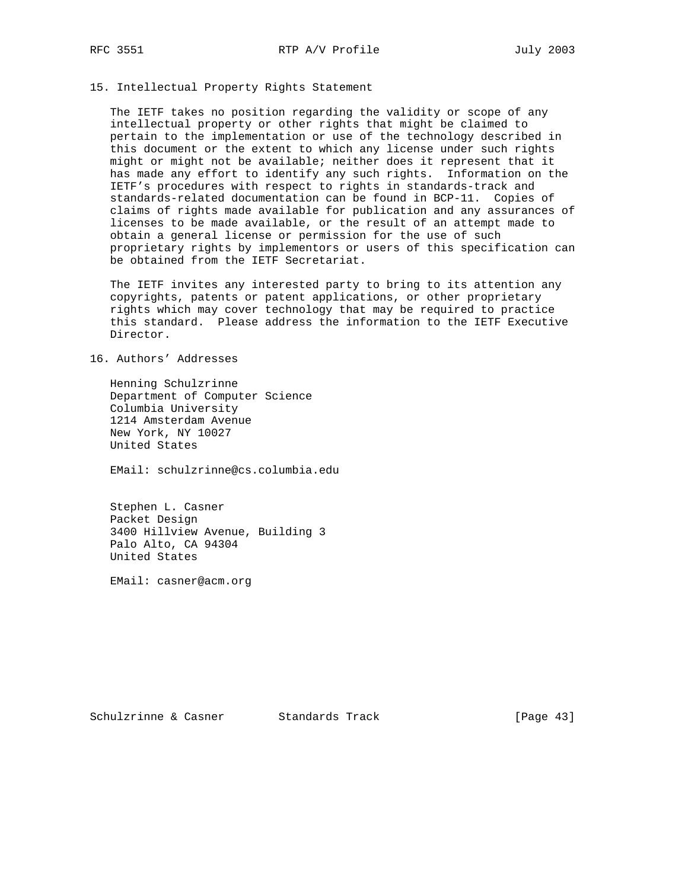## 15. Intellectual Property Rights Statement

The IETF takes no position regarding the validity or scope of any intellectual property or other rights that might be claimed to pertain to the implementation or use of the technology described in this document or the extent to which any license under such rights might or might not be available; neither does it represent that it has made any effort to identify any such rights. Information on the IETF's procedures with respect to rights in standards-track and standards-related documentation can be found in BCP-11. Copies of claims of rights made available for publication and any assurances of licenses to be made available, or the result of an attempt made to obtain a general license or permission for the use of such proprietary rights by implementors or users of this specification can be obtained from the IETF Secretariat.

The IETF invites any interested party to bring to its attention any copyrights, patents or patent applications, or other proprietary rights which may cover technology that may be required to practice this standard. Please address the information to the IETF Executive Director.

## 16. Authors' Addresses

Henning Schulzrinne
Department of Computer Science
Columbia University
1214 Amsterdam Avenue
New York, NY 10027
United States

EMail: schulzrinne@cs.columbia.edu

Stephen L. Casner
Packet Design
3400 Hillview Avenue, Building 3
Palo Alto, CA 94304
United States

EMail: casner@acm.org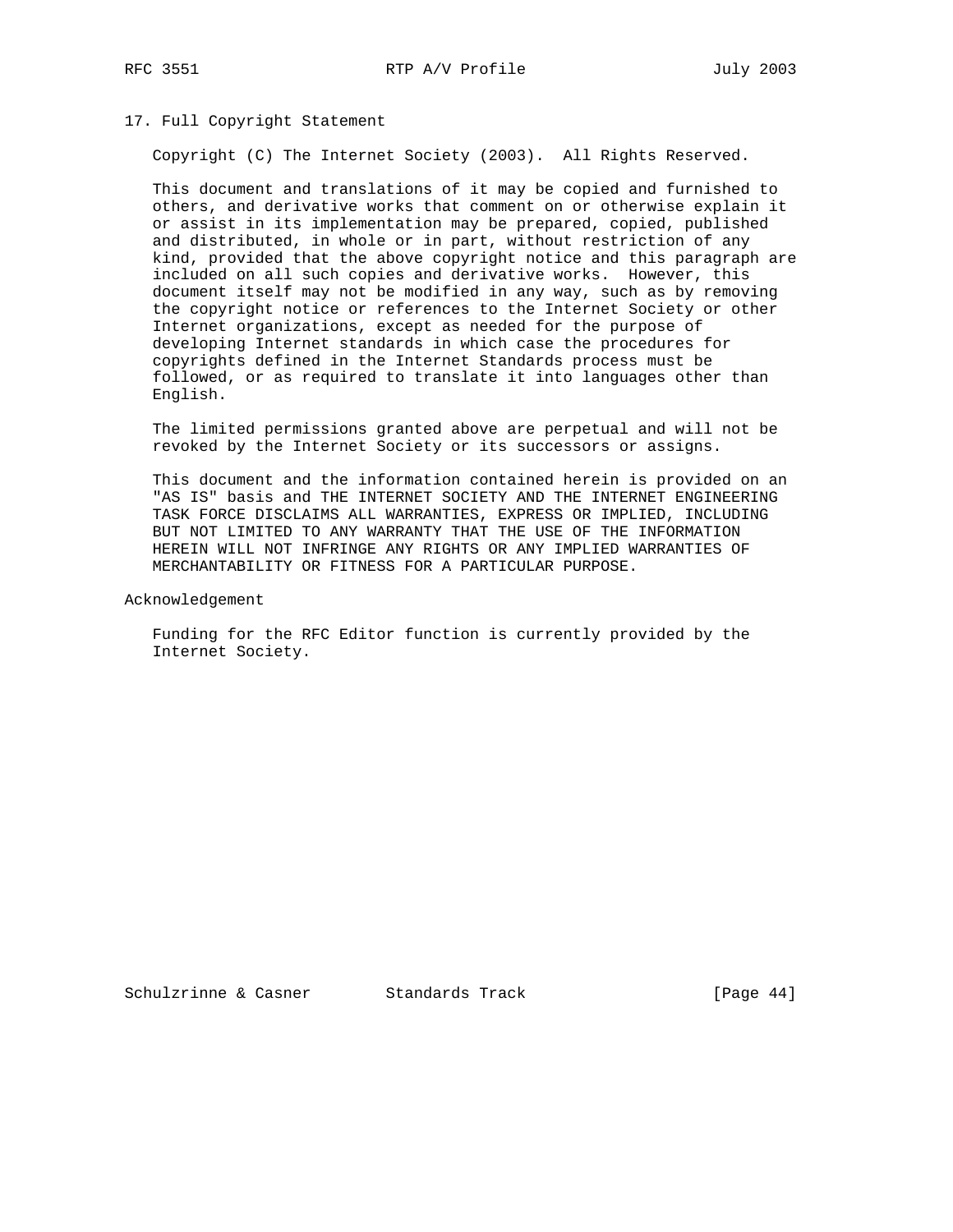## 17. Full Copyright Statement

Copyright (C) The Internet Society (2003). All Rights Reserved.

This document and translations of it may be copied and furnished to others, and derivative works that comment on or otherwise explain it or assist in its implementation may be prepared, copied, published and distributed, in whole or in part, without restriction of any kind, provided that the above copyright notice and this paragraph are included on all such copies and derivative works. However, this document itself may not be modified in any way, such as by removing the copyright notice or references to the Internet Society or other Internet organizations, except as needed for the purpose of developing Internet standards in which case the procedures for copyrights defined in the Internet Standards process must be followed, or as required to translate it into languages other than English.

The limited permissions granted above are perpetual and will not be revoked by the Internet Society or its successors or assigns.

This document and the information contained herein is provided on an "AS IS" basis and THE INTERNET SOCIETY AND THE INTERNET ENGINEERING TASK FORCE DISCLAIMS ALL WARRANTIES, EXPRESS OR IMPLIED, INCLUDING BUT NOT LIMITED TO ANY WARRANTY THAT THE USE OF THE INFORMATION HEREIN WILL NOT INFRINGE ANY RIGHTS OR ANY IMPLIED WARRANTIES OF MERCHANTABILITY OR FITNESS FOR A PARTICULAR PURPOSE.

## Acknowledgement

Funding for the RFC Editor function is currently provided by the Internet Society.